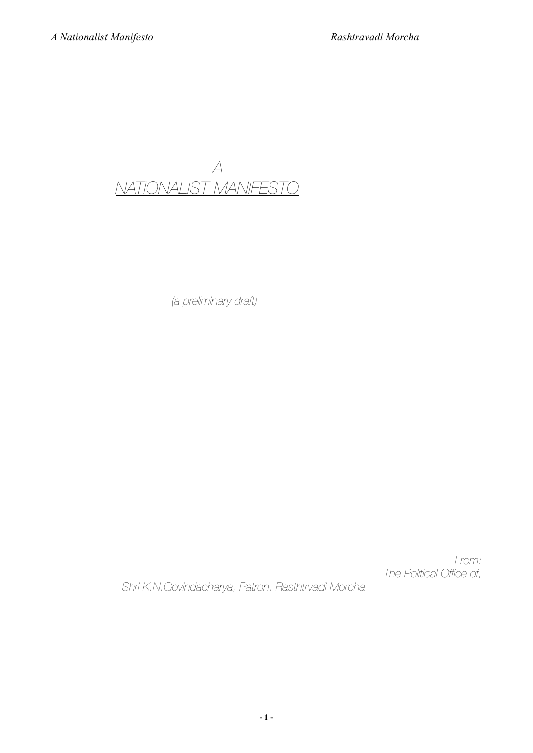# A
# NATIONALIST MANIFESTO

*(a preliminary draft)*

*From:*
*The Political Office of,*
*Shri K.N.Govindacharya, Patron, Rasthtrvadi Morcha*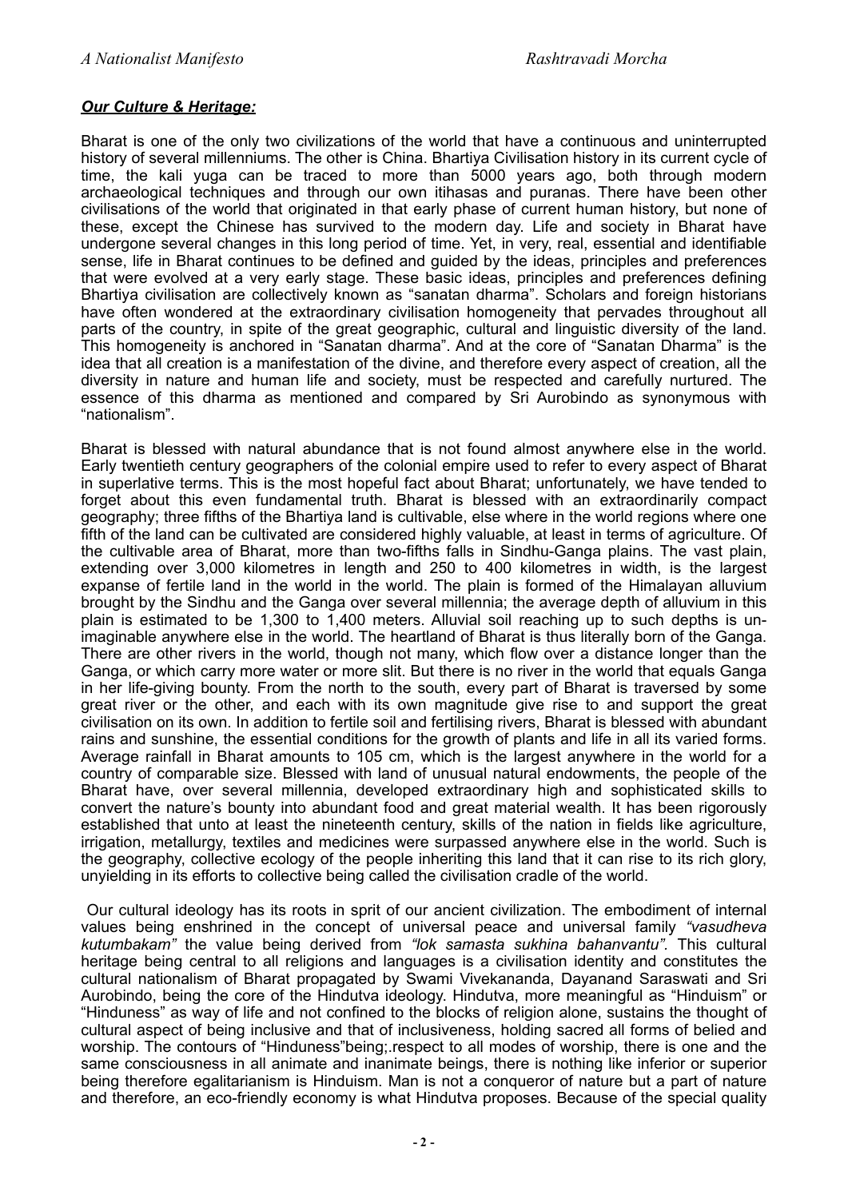***Our Culture & Heritage:***

Bharat is one of the only two civilizations of the world that have a continuous and uninterrupted history of several millenniums. The other is China. Bhartiya Civilisation history in its current cycle of time, the kali yuga can be traced to more than 5000 years ago, both through modern archaeological techniques and through our own itihasas and puranas. There have been other civilisations of the world that originated in that early phase of current human history, but none of these, except the Chinese has survived to the modern day. Life and society in Bharat have undergone several changes in this long period of time. Yet, in very, real, essential and identifiable sense, life in Bharat continues to be defined and guided by the ideas, principles and preferences that were evolved at a very early stage. These basic ideas, principles and preferences defining Bhartiya civilisation are collectively known as "sanatan dharma". Scholars and foreign historians have often wondered at the extraordinary civilisation homogeneity that pervades throughout all parts of the country, in spite of the great geographic, cultural and linguistic diversity of the land. This homogeneity is anchored in "Sanatan dharma". And at the core of "Sanatan Dharma" is the idea that all creation is a manifestation of the divine, and therefore every aspect of creation, all the diversity in nature and human life and society, must be respected and carefully nurtured. The essence of this dharma as mentioned and compared by Sri Aurobindo as synonymous with "nationalism".

Bharat is blessed with natural abundance that is not found almost anywhere else in the world. Early twentieth century geographers of the colonial empire used to refer to every aspect of Bharat in superlative terms. This is the most hopeful fact about Bharat; unfortunately, we have tended to forget about this even fundamental truth. Bharat is blessed with an extraordinarily compact geography; three fifths of the Bhartiya land is cultivable, else where in the world regions where one fifth of the land can be cultivated are considered highly valuable, at least in terms of agriculture. Of the cultivable area of Bharat, more than two-fifths falls in Sindhu-Ganga plains. The vast plain, extending over 3,000 kilometres in length and 250 to 400 kilometres in width, is the largest expanse of fertile land in the world in the world. The plain is formed of the Himalayan alluvium brought by the Sindhu and the Ganga over several millennia; the average depth of alluvium in this plain is estimated to be 1,300 to 1,400 meters. Alluvial soil reaching up to such depths is un-imaginable anywhere else in the world. The heartland of Bharat is thus literally born of the Ganga. There are other rivers in the world, though not many, which flow over a distance longer than the Ganga, or which carry more water or more slit. But there is no river in the world that equals Ganga in her life-giving bounty. From the north to the south, every part of Bharat is traversed by some great river or the other, and each with its own magnitude give rise to and support the great civilisation on its own. In addition to fertile soil and fertilising rivers, Bharat is blessed with abundant rains and sunshine, the essential conditions for the growth of plants and life in all its varied forms. Average rainfall in Bharat amounts to 105 cm, which is the largest anywhere in the world for a country of comparable size. Blessed with land of unusual natural endowments, the people of the Bharat have, over several millennia, developed extraordinary high and sophisticated skills to convert the nature's bounty into abundant food and great material wealth. It has been rigorously established that unto at least the nineteenth century, skills of the nation in fields like agriculture, irrigation, metallurgy, textiles and medicines were surpassed anywhere else in the world. Such is the geography, collective ecology of the people inheriting this land that it can rise to its rich glory, unyielding in its efforts to collective being called the civilisation cradle of the world.

Our cultural ideology has its roots in sprit of our ancient civilization. The embodiment of internal values being enshrined in the concept of universal peace and universal family *"vasudheva kutumbakam"* the value being derived from *"lok samasta sukhina bahanvantu"*. This cultural heritage being central to all religions and languages is a civilisation identity and constitutes the cultural nationalism of Bharat propagated by Swami Vivekananda, Dayanand Saraswati and Sri Aurobindo, being the core of the Hindutva ideology. Hindutva, more meaningful as "Hinduism" or "Hinduness" as way of life and not confined to the blocks of religion alone, sustains the thought of cultural aspect of being inclusive and that of inclusiveness, holding sacred all forms of belied and worship. The contours of "Hinduness"being;.respect to all modes of worship, there is one and the same consciousness in all animate and inanimate beings, there is nothing like inferior or superior being therefore egalitarianism is Hinduism. Man is not a conqueror of nature but a part of nature and therefore, an eco-friendly economy is what Hindutva proposes. Because of the special quality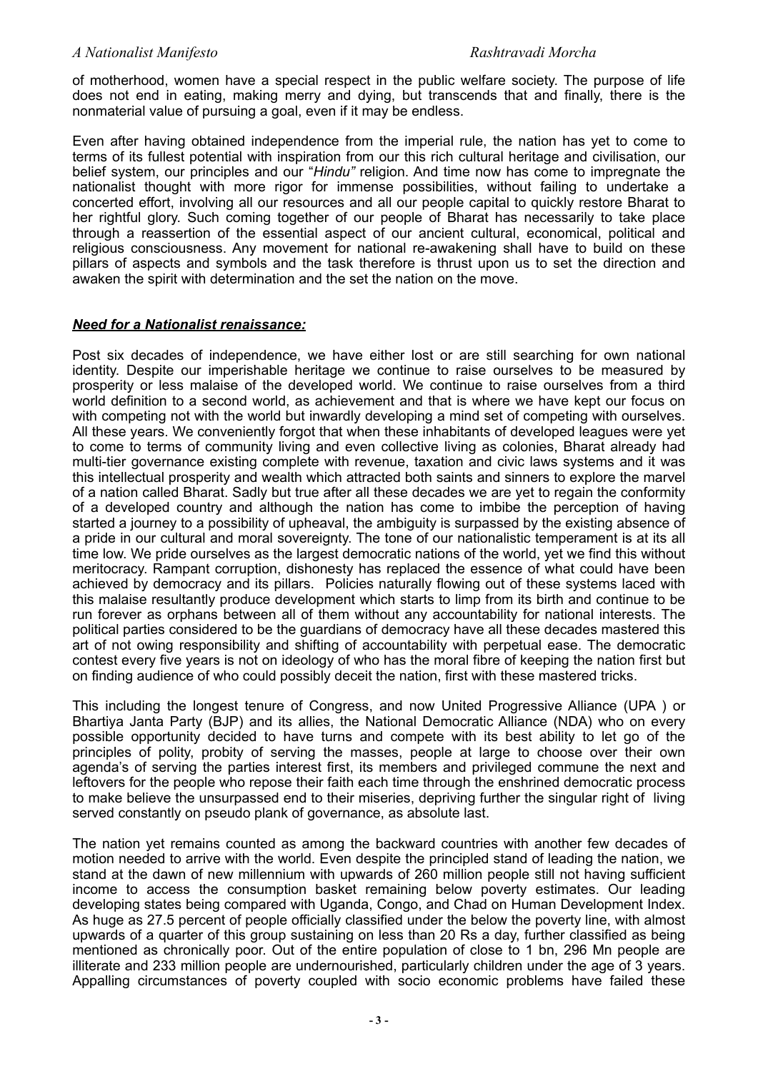of motherhood, women have a special respect in the public welfare society. The purpose of life does not end in eating, making merry and dying, but transcends that and finally, there is the nonmaterial value of pursuing a goal, even if it may be endless.

Even after having obtained independence from the imperial rule, the nation has yet to come to terms of its fullest potential with inspiration from our this rich cultural heritage and civilisation, our belief system, our principles and our "*Hindu"* religion. And time now has come to impregnate the nationalist thought with more rigor for immense possibilities, without failing to undertake a concerted effort, involving all our resources and all our people capital to quickly restore Bharat to her rightful glory. Such coming together of our people of Bharat has necessarily to take place through a reassertion of the essential aspect of our ancient cultural, economical, political and religious consciousness. Any movement for national re-awakening shall have to build on these pillars of aspects and symbols and the task therefore is thrust upon us to set the direction and awaken the spirit with determination and the set the nation on the move.

***Need for a Nationalist renaissance:***

Post six decades of independence, we have either lost or are still searching for own national identity. Despite our imperishable heritage we continue to raise ourselves to be measured by prosperity or less malaise of the developed world. We continue to raise ourselves from a third world definition to a second world, as achievement and that is where we have kept our focus on with competing not with the world but inwardly developing a mind set of competing with ourselves. All these years. We conveniently forgot that when these inhabitants of developed leagues were yet to come to terms of community living and even collective living as colonies, Bharat already had multi-tier governance existing complete with revenue, taxation and civic laws systems and it was this intellectual prosperity and wealth which attracted both saints and sinners to explore the marvel of a nation called Bharat. Sadly but true after all these decades we are yet to regain the conformity of a developed country and although the nation has come to imbibe the perception of having started a journey to a possibility of upheaval, the ambiguity is surpassed by the existing absence of a pride in our cultural and moral sovereignty. The tone of our nationalistic temperament is at its all time low. We pride ourselves as the largest democratic nations of the world, yet we find this without meritocracy. Rampant corruption, dishonesty has replaced the essence of what could have been achieved by democracy and its pillars. Policies naturally flowing out of these systems laced with this malaise resultantly produce development which starts to limp from its birth and continue to be run forever as orphans between all of them without any accountability for national interests. The political parties considered to be the guardians of democracy have all these decades mastered this art of not owing responsibility and shifting of accountability with perpetual ease. The democratic contest every five years is not on ideology of who has the moral fibre of keeping the nation first but on finding audience of who could possibly deceit the nation, first with these mastered tricks.

This including the longest tenure of Congress, and now United Progressive Alliance (UPA ) or Bhartiya Janta Party (BJP) and its allies, the National Democratic Alliance (NDA) who on every possible opportunity decided to have turns and compete with its best ability to let go of the principles of polity, probity of serving the masses, people at large to choose over their own agenda's of serving the parties interest first, its members and privileged commune the next and leftovers for the people who repose their faith each time through the enshrined democratic process to make believe the unsurpassed end to their miseries, depriving further the singular right of living served constantly on pseudo plank of governance, as absolute last.

The nation yet remains counted as among the backward countries with another few decades of motion needed to arrive with the world. Even despite the principled stand of leading the nation, we stand at the dawn of new millennium with upwards of 260 million people still not having sufficient income to access the consumption basket remaining below poverty estimates. Our leading developing states being compared with Uganda, Congo, and Chad on Human Development Index. As huge as 27.5 percent of people officially classified under the below the poverty line, with almost upwards of a quarter of this group sustaining on less than 20 Rs a day, further classified as being mentioned as chronically poor. Out of the entire population of close to 1 bn, 296 Mn people are illiterate and 233 million people are undernourished, particularly children under the age of 3 years. Appalling circumstances of poverty coupled with socio economic problems have failed these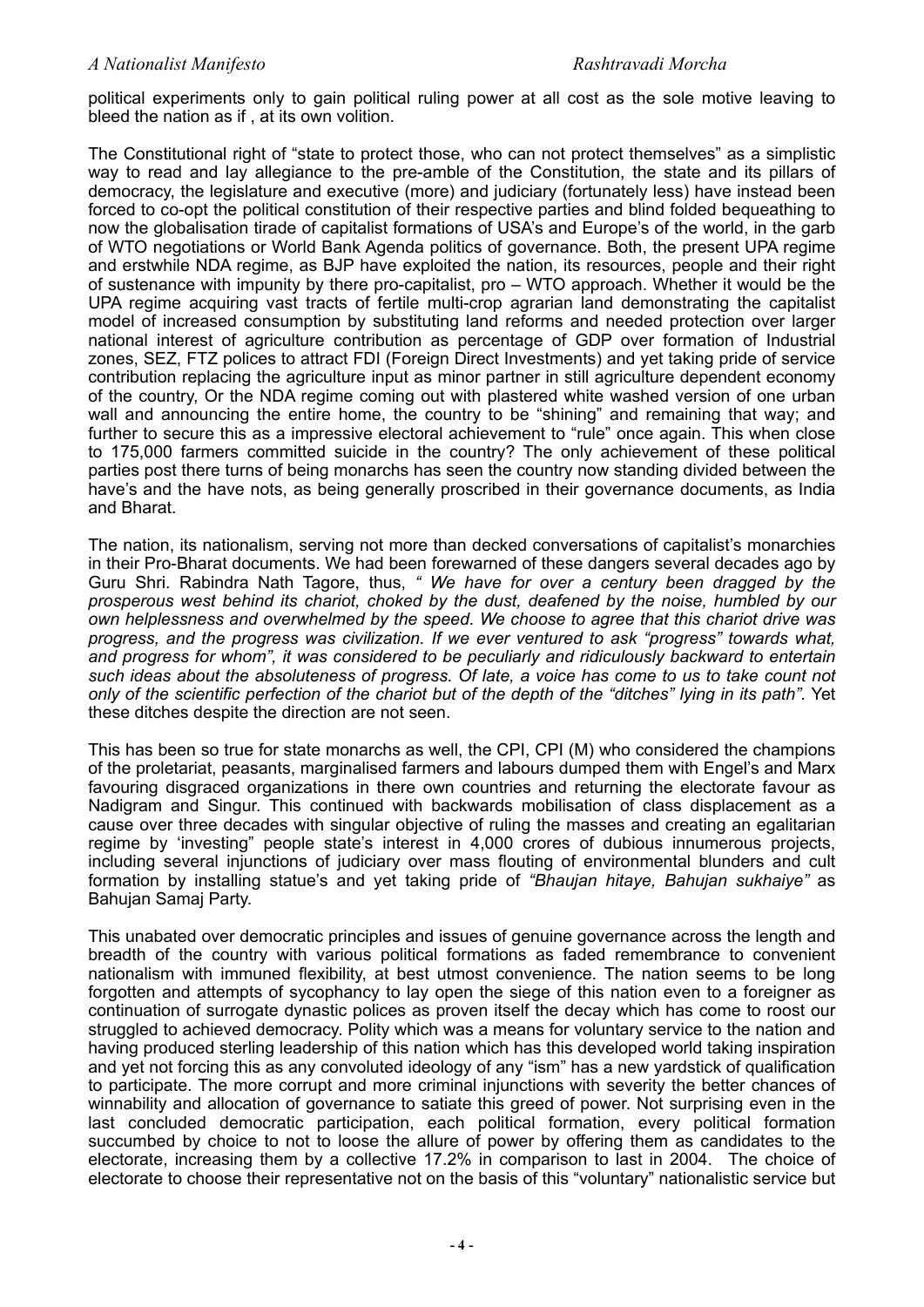political experiments only to gain political ruling power at all cost as the sole motive leaving to bleed the nation as if , at its own volition.

The Constitutional right of "state to protect those, who can not protect themselves" as a simplistic way to read and lay allegiance to the pre-amble of the Constitution, the state and its pillars of democracy, the legislature and executive (more) and judiciary (fortunately less) have instead been forced to co-opt the political constitution of their respective parties and blind folded bequeathing to now the globalisation tirade of capitalist formations of USA's and Europe's of the world, in the garb of WTO negotiations or World Bank Agenda politics of governance. Both, the present UPA regime and erstwhile NDA regime, as BJP have exploited the nation, its resources, people and their right of sustenance with impunity by there pro-capitalist, pro – WTO approach. Whether it would be the UPA regime acquiring vast tracts of fertile multi-crop agrarian land demonstrating the capitalist model of increased consumption by substituting land reforms and needed protection over larger national interest of agriculture contribution as percentage of GDP over formation of Industrial zones, SEZ, FTZ polices to attract FDI (Foreign Direct Investments) and yet taking pride of service contribution replacing the agriculture input as minor partner in still agriculture dependent economy of the country, Or the NDA regime coming out with plastered white washed version of one urban wall and announcing the entire home, the country to be "shining" and remaining that way; and further to secure this as a impressive electoral achievement to "rule" once again. This when close to 175,000 farmers committed suicide in the country? The only achievement of these political parties post there turns of being monarchs has seen the country now standing divided between the have's and the have nots, as being generally proscribed in their governance documents, as India and Bharat.

The nation, its nationalism, serving not more than decked conversations of capitalist's monarchies in their Pro-Bharat documents. We had been forewarned of these dangers several decades ago by Guru Shri. Rabindra Nath Tagore, thus, *" We have for over a century been dragged by the prosperous west behind its chariot, choked by the dust, deafened by the noise, humbled by our own helplessness and overwhelmed by the speed. We choose to agree that this chariot drive was progress, and the progress was civilization. If we ever ventured to ask "progress" towards what, and progress for whom", it was considered to be peculiarly and ridiculously backward to entertain such ideas about the absoluteness of progress. Of late, a voice has come to us to take count not only of the scientific perfection of the chariot but of the depth of the "ditches" lying in its path".* Yet these ditches despite the direction are not seen.

This has been so true for state monarchs as well, the CPI, CPI (M) who considered the champions of the proletariat, peasants, marginalised farmers and labours dumped them with Engel's and Marx favouring disgraced organizations in there own countries and returning the electorate favour as Nadigram and Singur. This continued with backwards mobilisation of class displacement as a cause over three decades with singular objective of ruling the masses and creating an egalitarian regime by 'investing" people state's interest in 4,000 crores of dubious innumerous projects, including several injunctions of judiciary over mass flouting of environmental blunders and cult formation by installing statue's and yet taking pride of *"Bhaujan hitaye, Bahujan sukhaiye"* as Bahujan Samaj Party.

This unabated over democratic principles and issues of genuine governance across the length and breadth of the country with various political formations as faded remembrance to convenient nationalism with immuned flexibility, at best utmost convenience. The nation seems to be long forgotten and attempts of sycophancy to lay open the siege of this nation even to a foreigner as continuation of surrogate dynastic polices as proven itself the decay which has come to roost our struggled to achieved democracy. Polity which was a means for voluntary service to the nation and having produced sterling leadership of this nation which has this developed world taking inspiration and yet not forcing this as any convoluted ideology of any "ism" has a new yardstick of qualification to participate. The more corrupt and more criminal injunctions with severity the better chances of winnability and allocation of governance to satiate this greed of power. Not surprising even in the last concluded democratic participation, each political formation, every political formation succumbed by choice to not to loose the allure of power by offering them as candidates to the electorate, increasing them by a collective 17.2% in comparison to last in 2004. The choice of electorate to choose their representative not on the basis of this "voluntary" nationalistic service but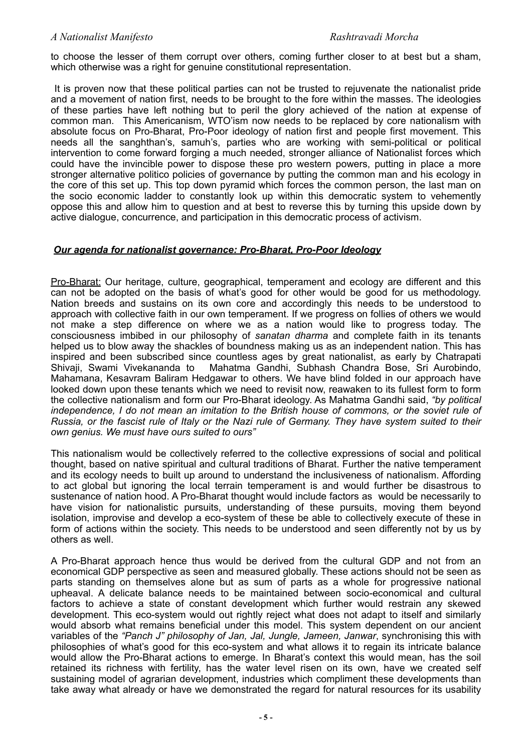to choose the lesser of them corrupt over others, coming further closer to at best but a sham, which otherwise was a right for genuine constitutional representation.

It is proven now that these political parties can not be trusted to rejuvenate the nationalist pride and a movement of nation first, needs to be brought to the fore within the masses. The ideologies of these parties have left nothing but to peril the glory achieved of the nation at expense of common man. This Americanism, WTO'ism now needs to be replaced by core nationalism with absolute focus on Pro-Bharat, Pro-Poor ideology of nation first and people first movement. This needs all the sanghthan's, samuh's, parties who are working with semi-political or political intervention to come forward forging a much needed, stronger alliance of Nationalist forces which could have the invincible power to dispose these pro western powers, putting in place a more stronger alternative politico policies of governance by putting the common man and his ecology in the core of this set up. This top down pyramid which forces the common person, the last man on the socio economic ladder to constantly look up within this democratic system to vehemently oppose this and allow him to question and at best to reverse this by turning this upside down by active dialogue, concurrence, and participation in this democratic process of activism.

## ***Our agenda for nationalist governance: Pro-Bharat, Pro-Poor Ideology***

Pro-Bharat: Our heritage, culture, geographical, temperament and ecology are different and this can not be adopted on the basis of what's good for other would be good for us methodology. Nation breeds and sustains on its own core and accordingly this needs to be understood to approach with collective faith in our own temperament. If we progress on follies of others we would not make a step difference on where we as a nation would like to progress today. The consciousness imbibed in our philosophy of *sanatan dharma* and complete faith in its tenants helped us to blow away the shackles of boundness making us as an independent nation. This has inspired and been subscribed since countless ages by great nationalist, as early by Chatrapati Shivaji, Swami Vivekananda to Mahatma Gandhi, Subhash Chandra Bose, Sri Aurobindo, Mahamana, Kesavram Baliram Hedgawar to others. We have blind folded in our approach have looked down upon these tenants which we need to revisit now, reawaken to its fullest form to form the collective nationalism and form our Pro-Bharat ideology. As Mahatma Gandhi said, *"by political independence, I do not mean an imitation to the British house of commons, or the soviet rule of Russia, or the fascist rule of Italy or the Nazi rule of Germany. They have system suited to their own genius. We must have ours suited to ours"*

This nationalism would be collectively referred to the collective expressions of social and political thought, based on native spiritual and cultural traditions of Bharat. Further the native temperament and its ecology needs to built up around to understand the inclusiveness of nationalism. Affording to act global but ignoring the local terrain temperament is and would further be disastrous to sustenance of nation hood. A Pro-Bharat thought would include factors as would be necessarily to have vision for nationalistic pursuits, understanding of these pursuits, moving them beyond isolation, improvise and develop a eco-system of these be able to collectively execute of these in form of actions within the society. This needs to be understood and seen differently not by us by others as well.

A Pro-Bharat approach hence thus would be derived from the cultural GDP and not from an economical GDP perspective as seen and measured globally. These actions should not be seen as parts standing on themselves alone but as sum of parts as a whole for progressive national upheaval. A delicate balance needs to be maintained between socio-economical and cultural factors to achieve a state of constant development which further would restrain any skewed development. This eco-system would out rightly reject what does not adapt to itself and similarly would absorb what remains beneficial under this model. This system dependent on our ancient variables of the *"Panch J" philosophy of Jan, Jal, Jungle, Jameen, Janwar*, synchronising this with philosophies of what's good for this eco-system and what allows it to regain its intricate balance would allow the Pro-Bharat actions to emerge. In Bharat's context this would mean, has the soil retained its richness with fertility, has the water level risen on its own, have we created self sustaining model of agrarian development, industries which compliment these developments than take away what already or have we demonstrated the regard for natural resources for its usability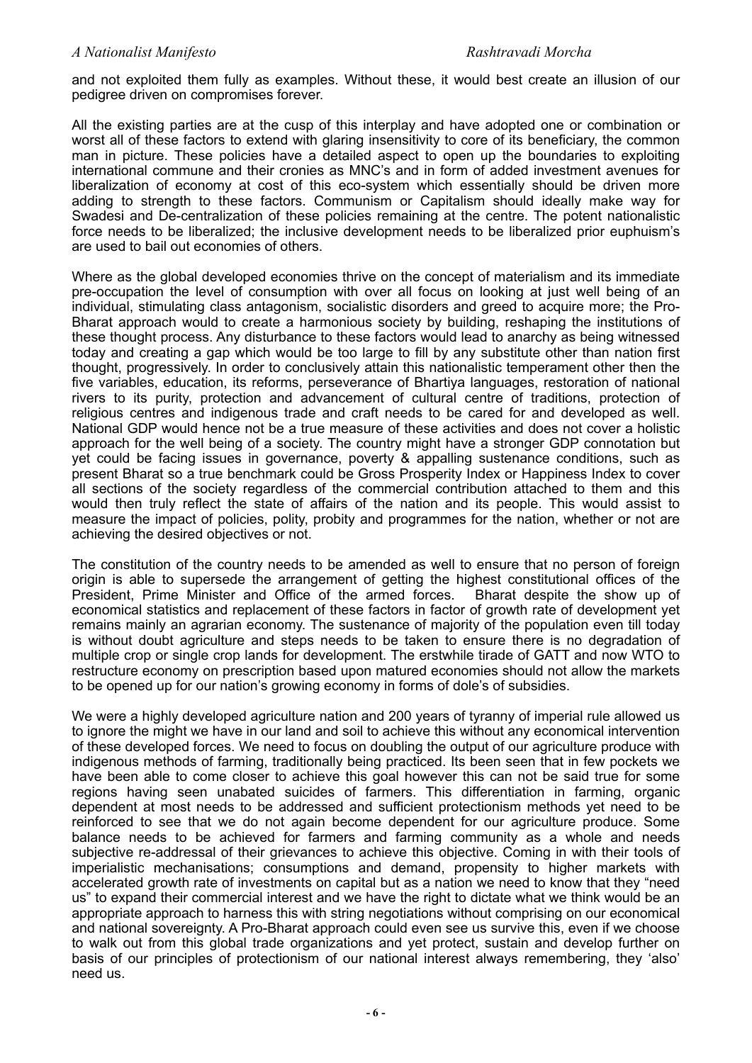and not exploited them fully as examples. Without these, it would best create an illusion of our pedigree driven on compromises forever.

All the existing parties are at the cusp of this interplay and have adopted one or combination or worst all of these factors to extend with glaring insensitivity to core of its beneficiary, the common man in picture. These policies have a detailed aspect to open up the boundaries to exploiting international commune and their cronies as MNC's and in form of added investment avenues for liberalization of economy at cost of this eco-system which essentially should be driven more adding to strength to these factors. Communism or Capitalism should ideally make way for Swadesi and De-centralization of these policies remaining at the centre. The potent nationalistic force needs to be liberalized; the inclusive development needs to be liberalized prior euphuism's are used to bail out economies of others.

Where as the global developed economies thrive on the concept of materialism and its immediate pre-occupation the level of consumption with over all focus on looking at just well being of an individual, stimulating class antagonism, socialistic disorders and greed to acquire more; the Pro-Bharat approach would to create a harmonious society by building, reshaping the institutions of these thought process. Any disturbance to these factors would lead to anarchy as being witnessed today and creating a gap which would be too large to fill by any substitute other than nation first thought, progressively. In order to conclusively attain this nationalistic temperament other then the five variables, education, its reforms, perseverance of Bhartiya languages, restoration of national rivers to its purity, protection and advancement of cultural centre of traditions, protection of religious centres and indigenous trade and craft needs to be cared for and developed as well. National GDP would hence not be a true measure of these activities and does not cover a holistic approach for the well being of a society. The country might have a stronger GDP connotation but yet could be facing issues in governance, poverty & appalling sustenance conditions, such as present Bharat so a true benchmark could be Gross Prosperity Index or Happiness Index to cover all sections of the society regardless of the commercial contribution attached to them and this would then truly reflect the state of affairs of the nation and its people. This would assist to measure the impact of policies, polity, probity and programmes for the nation, whether or not are achieving the desired objectives or not.

The constitution of the country needs to be amended as well to ensure that no person of foreign origin is able to supersede the arrangement of getting the highest constitutional offices of the President, Prime Minister and Office of the armed forces. Bharat despite the show up of economical statistics and replacement of these factors in factor of growth rate of development yet remains mainly an agrarian economy. The sustenance of majority of the population even till today is without doubt agriculture and steps needs to be taken to ensure there is no degradation of multiple crop or single crop lands for development. The erstwhile tirade of GATT and now WTO to restructure economy on prescription based upon matured economies should not allow the markets to be opened up for our nation's growing economy in forms of dole's of subsidies.

We were a highly developed agriculture nation and 200 years of tyranny of imperial rule allowed us to ignore the might we have in our land and soil to achieve this without any economical intervention of these developed forces. We need to focus on doubling the output of our agriculture produce with indigenous methods of farming, traditionally being practiced. Its been seen that in few pockets we have been able to come closer to achieve this goal however this can not be said true for some regions having seen unabated suicides of farmers. This differentiation in farming, organic dependent at most needs to be addressed and sufficient protectionism methods yet need to be reinforced to see that we do not again become dependent for our agriculture produce. Some balance needs to be achieved for farmers and farming community as a whole and needs subjective re-addressal of their grievances to achieve this objective. Coming in with their tools of imperialistic mechanisations; consumptions and demand, propensity to higher markets with accelerated growth rate of investments on capital but as a nation we need to know that they "need us" to expand their commercial interest and we have the right to dictate what we think would be an appropriate approach to harness this with string negotiations without comprising on our economical and national sovereignty. A Pro-Bharat approach could even see us survive this, even if we choose to walk out from this global trade organizations and yet protect, sustain and develop further on basis of our principles of protectionism of our national interest always remembering, they 'also' need us.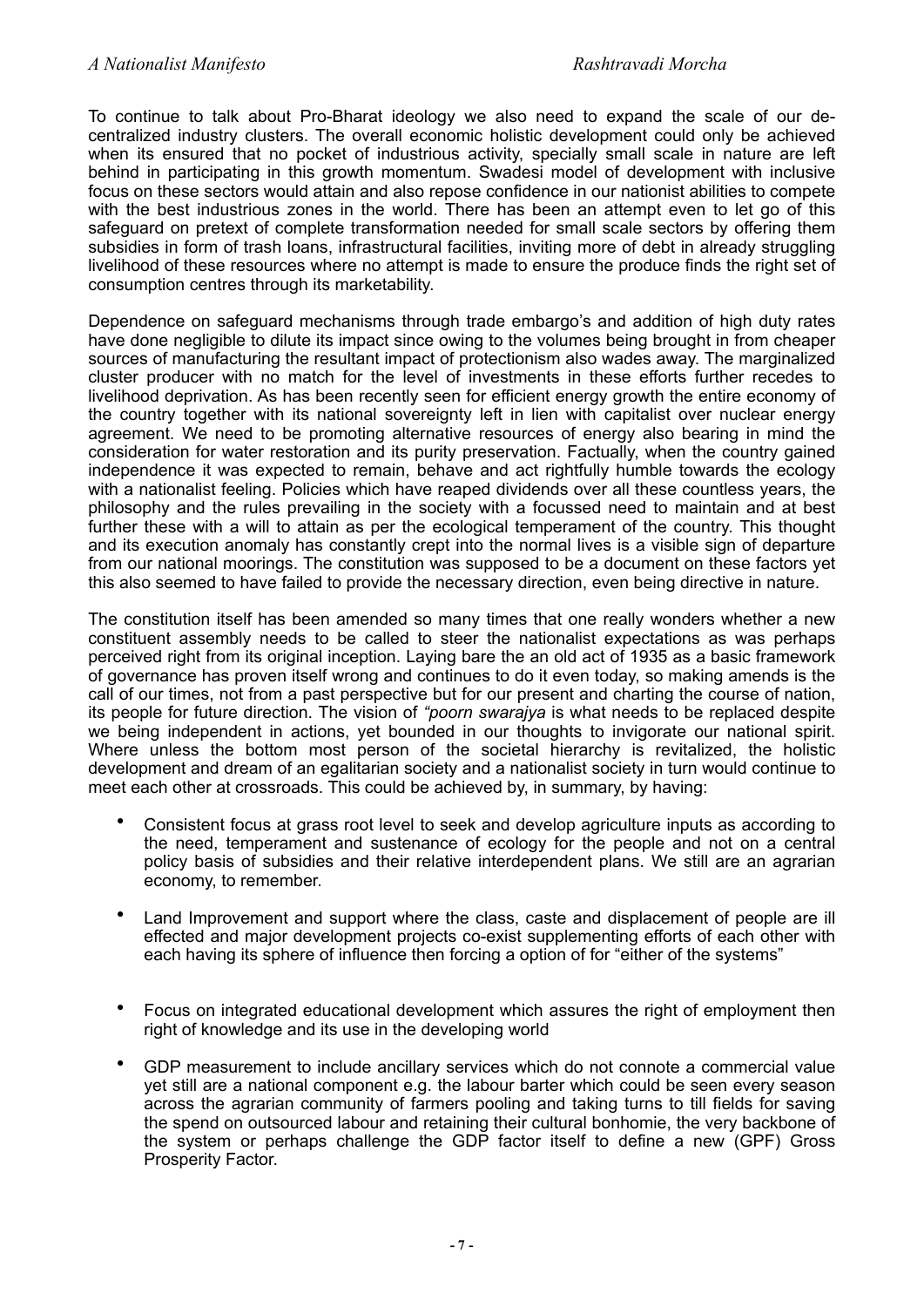To continue to talk about Pro-Bharat ideology we also need to expand the scale of our de-centralized industry clusters. The overall economic holistic development could only be achieved when its ensured that no pocket of industrious activity, specially small scale in nature are left behind in participating in this growth momentum. Swadesi model of development with inclusive focus on these sectors would attain and also repose confidence in our nationist abilities to compete with the best industrious zones in the world. There has been an attempt even to let go of this safeguard on pretext of complete transformation needed for small scale sectors by offering them subsidies in form of trash loans, infrastructural facilities, inviting more of debt in already struggling livelihood of these resources where no attempt is made to ensure the produce finds the right set of consumption centres through its marketability.

Dependence on safeguard mechanisms through trade embargo's and addition of high duty rates have done negligible to dilute its impact since owing to the volumes being brought in from cheaper sources of manufacturing the resultant impact of protectionism also wades away. The marginalized cluster producer with no match for the level of investments in these efforts further recedes to livelihood deprivation. As has been recently seen for efficient energy growth the entire economy of the country together with its national sovereignty left in lien with capitalist over nuclear energy agreement. We need to be promoting alternative resources of energy also bearing in mind the consideration for water restoration and its purity preservation. Factually, when the country gained independence it was expected to remain, behave and act rightfully humble towards the ecology with a nationalist feeling. Policies which have reaped dividends over all these countless years, the philosophy and the rules prevailing in the society with a focussed need to maintain and at best further these with a will to attain as per the ecological temperament of the country. This thought and its execution anomaly has constantly crept into the normal lives is a visible sign of departure from our national moorings. The constitution was supposed to be a document on these factors yet this also seemed to have failed to provide the necessary direction, even being directive in nature.

The constitution itself has been amended so many times that one really wonders whether a new constituent assembly needs to be called to steer the nationalist expectations as was perhaps perceived right from its original inception. Laying bare the an old act of 1935 as a basic framework of governance has proven itself wrong and continues to do it even today, so making amends is the call of our times, not from a past perspective but for our present and charting the course of nation, its people for future direction. The vision of *"poorn swarajya* is what needs to be replaced despite we being independent in actions, yet bounded in our thoughts to invigorate our national spirit. Where unless the bottom most person of the societal hierarchy is revitalized, the holistic development and dream of an egalitarian society and a nationalist society in turn would continue to meet each other at crossroads. This could be achieved by, in summary, by having:

- Consistent focus at grass root level to seek and develop agriculture inputs as according to the need, temperament and sustenance of ecology for the people and not on a central policy basis of subsidies and their relative interdependent plans. We still are an agrarian economy, to remember.
- Land Improvement and support where the class, caste and displacement of people are ill effected and major development projects co-exist supplementing efforts of each other with each having its sphere of influence then forcing a option of for "either of the systems"
- Focus on integrated educational development which assures the right of employment then right of knowledge and its use in the developing world
- GDP measurement to include ancillary services which do not connote a commercial value yet still are a national component e.g. the labour barter which could be seen every season across the agrarian community of farmers pooling and taking turns to till fields for saving the spend on outsourced labour and retaining their cultural bonhomie, the very backbone of the system or perhaps challenge the GDP factor itself to define a new (GPF) Gross Prosperity Factor.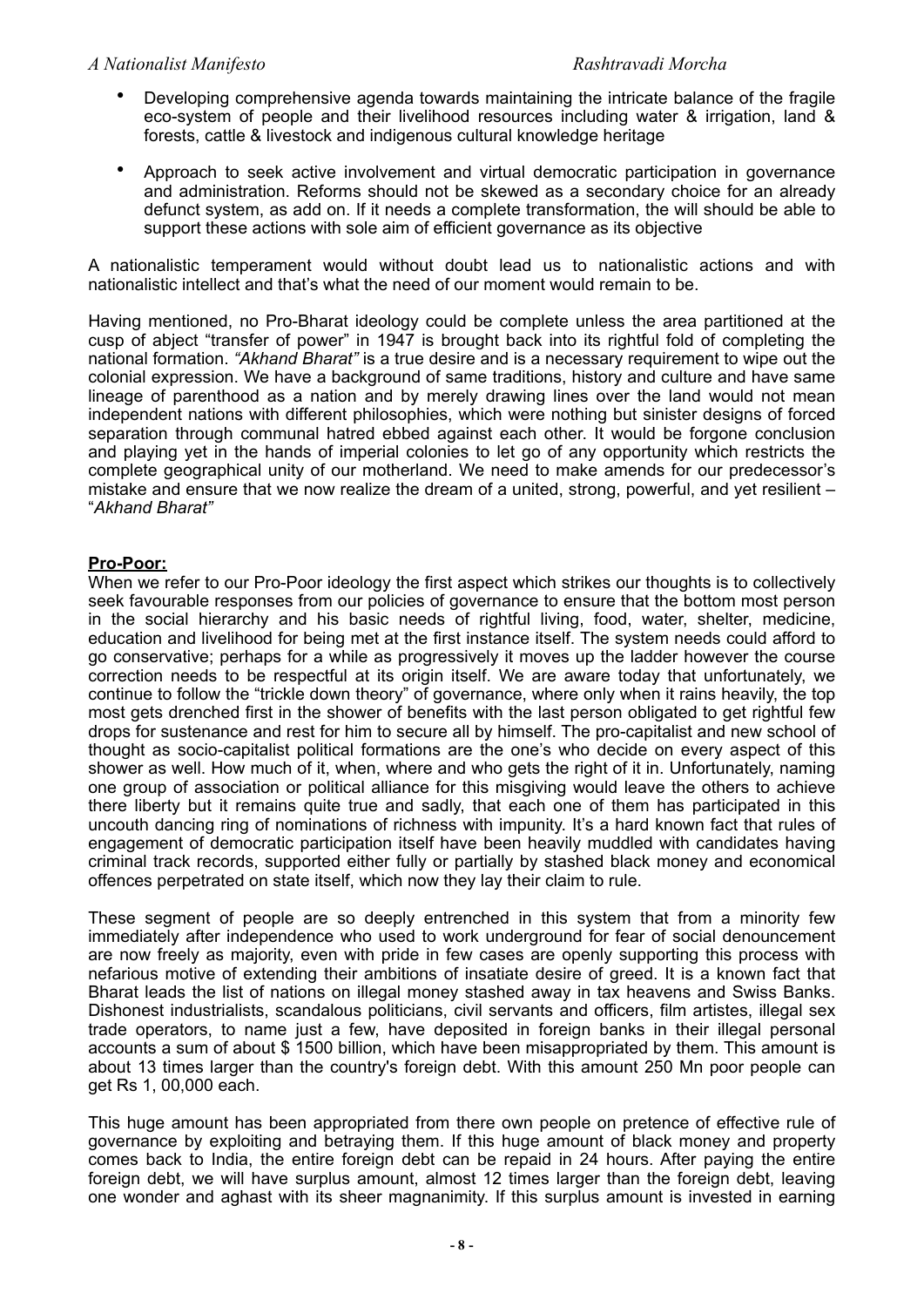- Developing comprehensive agenda towards maintaining the intricate balance of the fragile eco-system of people and their livelihood resources including water & irrigation, land & forests, cattle & livestock and indigenous cultural knowledge heritage

- Approach to seek active involvement and virtual democratic participation in governance and administration. Reforms should not be skewed as a secondary choice for an already defunct system, as add on. If it needs a complete transformation, the will should be able to support these actions with sole aim of efficient governance as its objective

A nationalistic temperament would without doubt lead us to nationalistic actions and with nationalistic intellect and that's what the need of our moment would remain to be.

Having mentioned, no Pro-Bharat ideology could be complete unless the area partitioned at the cusp of abject "transfer of power" in 1947 is brought back into its rightful fold of completing the national formation. *"Akhand Bharat"* is a true desire and is a necessary requirement to wipe out the colonial expression. We have a background of same traditions, history and culture and have same lineage of parenthood as a nation and by merely drawing lines over the land would not mean independent nations with different philosophies, which were nothing but sinister designs of forced separation through communal hatred ebbed against each other. It would be forgone conclusion and playing yet in the hands of imperial colonies to let go of any opportunity which restricts the complete geographical unity of our motherland. We need to make amends for our predecessor's mistake and ensure that we now realize the dream of a united, strong, powerful, and yet resilient – "*Akhand Bharat"*

**Pro-Poor:**

When we refer to our Pro-Poor ideology the first aspect which strikes our thoughts is to collectively seek favourable responses from our policies of governance to ensure that the bottom most person in the social hierarchy and his basic needs of rightful living, food, water, shelter, medicine, education and livelihood for being met at the first instance itself. The system needs could afford to go conservative; perhaps for a while as progressively it moves up the ladder however the course correction needs to be respectful at its origin itself. We are aware today that unfortunately, we continue to follow the "trickle down theory" of governance, where only when it rains heavily, the top most gets drenched first in the shower of benefits with the last person obligated to get rightful few drops for sustenance and rest for him to secure all by himself. The pro-capitalist and new school of thought as socio-capitalist political formations are the one's who decide on every aspect of this shower as well. How much of it, when, where and who gets the right of it in. Unfortunately, naming one group of association or political alliance for this misgiving would leave the others to achieve there liberty but it remains quite true and sadly, that each one of them has participated in this uncouth dancing ring of nominations of richness with impunity. It's a hard known fact that rules of engagement of democratic participation itself have been heavily muddled with candidates having criminal track records, supported either fully or partially by stashed black money and economical offences perpetrated on state itself, which now they lay their claim to rule.

These segment of people are so deeply entrenched in this system that from a minority few immediately after independence who used to work underground for fear of social denouncement are now freely as majority, even with pride in few cases are openly supporting this process with nefarious motive of extending their ambitions of insatiate desire of greed. It is a known fact that Bharat leads the list of nations on illegal money stashed away in tax heavens and Swiss Banks. Dishonest industrialists, scandalous politicians, civil servants and officers, film artistes, illegal sex trade operators, to name just a few, have deposited in foreign banks in their illegal personal accounts a sum of about $ 1500 billion, which have been misappropriated by them. This amount is about 13 times larger than the country's foreign debt. With this amount 250 Mn poor people can get Rs 1, 00,000 each.

This huge amount has been appropriated from there own people on pretence of effective rule of governance by exploiting and betraying them. If this huge amount of black money and property comes back to India, the entire foreign debt can be repaid in 24 hours. After paying the entire foreign debt, we will have surplus amount, almost 12 times larger than the foreign debt, leaving one wonder and aghast with its sheer magnanimity. If this surplus amount is invested in earning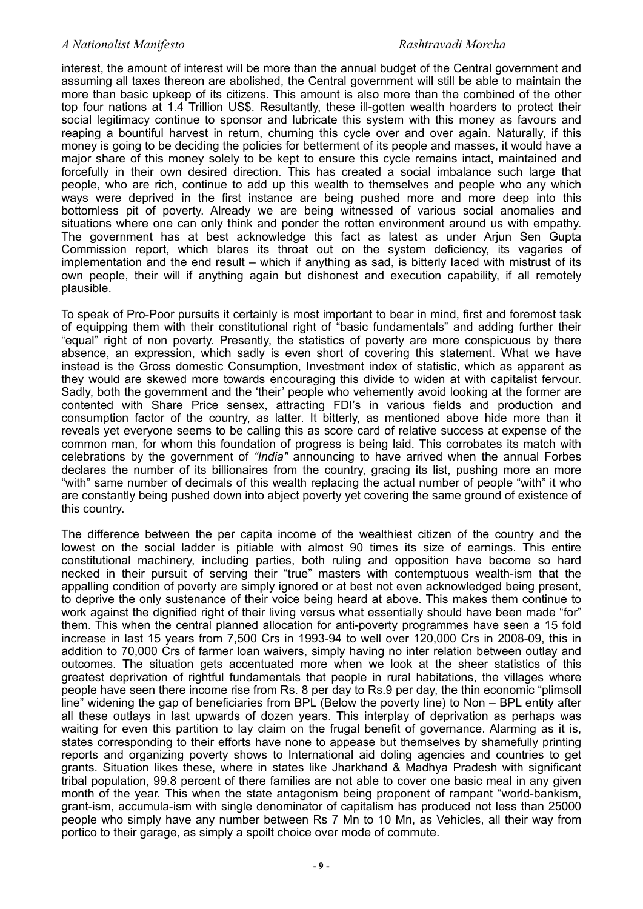interest, the amount of interest will be more than the annual budget of the Central government and assuming all taxes thereon are abolished, the Central government will still be able to maintain the more than basic upkeep of its citizens. This amount is also more than the combined of the other top four nations at 1.4 Trillion US$. Resultantly, these ill-gotten wealth hoarders to protect their social legitimacy continue to sponsor and lubricate this system with this money as favours and reaping a bountiful harvest in return, churning this cycle over and over again. Naturally, if this money is going to be deciding the policies for betterment of its people and masses, it would have a major share of this money solely to be kept to ensure this cycle remains intact, maintained and forcefully in their own desired direction. This has created a social imbalance such large that people, who are rich, continue to add up this wealth to themselves and people who any which ways were deprived in the first instance are being pushed more and more deep into this bottomless pit of poverty. Already we are being witnessed of various social anomalies and situations where one can only think and ponder the rotten environment around us with empathy. The government has at best acknowledge this fact as latest as under Arjun Sen Gupta Commission report, which blares its throat out on the system deficiency, its vagaries of implementation and the end result – which if anything as sad, is bitterly laced with mistrust of its own people, their will if anything again but dishonest and execution capability, if all remotely plausible.

To speak of Pro-Poor pursuits it certainly is most important to bear in mind, first and foremost task of equipping them with their constitutional right of "basic fundamentals" and adding further their "equal" right of non poverty. Presently, the statistics of poverty are more conspicuous by there absence, an expression, which sadly is even short of covering this statement. What we have instead is the Gross domestic Consumption, Investment index of statistic, which as apparent as they would are skewed more towards encouraging this divide to widen at with capitalist fervour. Sadly, both the government and the 'their' people who vehemently avoid looking at the former are contented with Share Price sensex, attracting FDI's in various fields and production and consumption factor of the country, as latter. It bitterly, as mentioned above hide more than it reveals yet everyone seems to be calling this as score card of relative success at expense of the common man, for whom this foundation of progress is being laid. This corrobates its match with celebrations by the government of *"India"* announcing to have arrived when the annual Forbes declares the number of its billionaires from the country, gracing its list, pushing more an more "with" same number of decimals of this wealth replacing the actual number of people "with" it who are constantly being pushed down into abject poverty yet covering the same ground of existence of this country.

The difference between the per capita income of the wealthiest citizen of the country and the lowest on the social ladder is pitiable with almost 90 times its size of earnings. This entire constitutional machinery, including parties, both ruling and opposition have become so hard necked in their pursuit of serving their "true" masters with contemptuous wealth-ism that the appalling condition of poverty are simply ignored or at best not even acknowledged being present, to deprive the only sustenance of their voice being heard at above. This makes them continue to work against the dignified right of their living versus what essentially should have been made "for" them. This when the central planned allocation for anti-poverty programmes have seen a 15 fold increase in last 15 years from 7,500 Crs in 1993-94 to well over 120,000 Crs in 2008-09, this in addition to 70,000 Crs of farmer loan waivers, simply having no inter relation between outlay and outcomes. The situation gets accentuated more when we look at the sheer statistics of this greatest deprivation of rightful fundamentals that people in rural habitations, the villages where people have seen there income rise from Rs. 8 per day to Rs.9 per day, the thin economic "plimsoll line" widening the gap of beneficiaries from BPL (Below the poverty line) to Non – BPL entity after all these outlays in last upwards of dozen years. This interplay of deprivation as perhaps was waiting for even this partition to lay claim on the frugal benefit of governance. Alarming as it is, states corresponding to their efforts have none to appease but themselves by shamefully printing reports and organizing poverty shows to International aid doling agencies and countries to get grants. Situation likes these, where in states like Jharkhand & Madhya Pradesh with significant tribal population, 99.8 percent of there families are not able to cover one basic meal in any given month of the year. This when the state antagonism being proponent of rampant "world-bankism, grant-ism, accumula-ism with single denominator of capitalism has produced not less than 25000 people who simply have any number between Rs 7 Mn to 10 Mn, as Vehicles, all their way from portico to their garage, as simply a spoilt choice over mode of commute.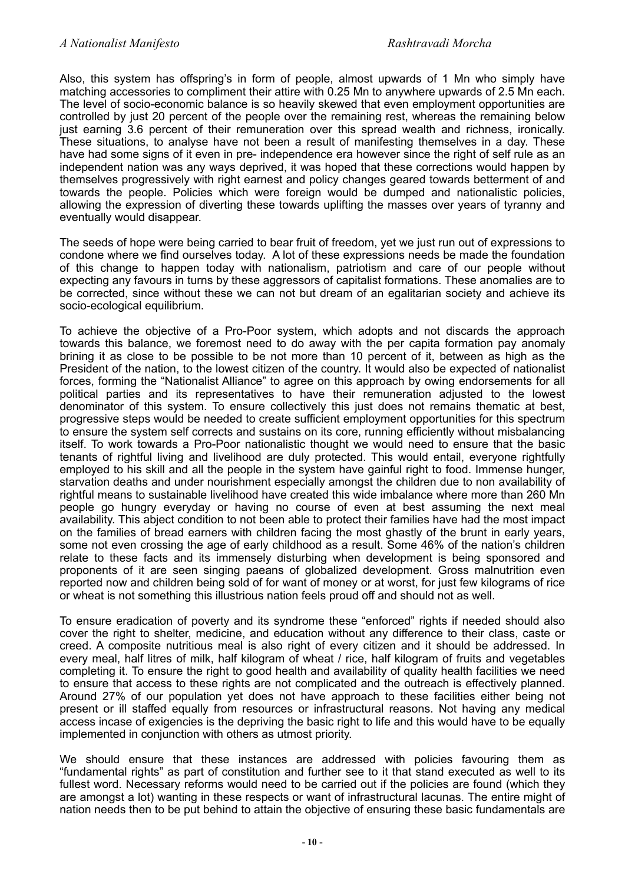Also, this system has offspring's in form of people, almost upwards of 1 Mn who simply have matching accessories to compliment their attire with 0.25 Mn to anywhere upwards of 2.5 Mn each. The level of socio-economic balance is so heavily skewed that even employment opportunities are controlled by just 20 percent of the people over the remaining rest, whereas the remaining below just earning 3.6 percent of their remuneration over this spread wealth and richness, ironically. These situations, to analyse have not been a result of manifesting themselves in a day. These have had some signs of it even in pre- independence era however since the right of self rule as an independent nation was any ways deprived, it was hoped that these corrections would happen by themselves progressively with right earnest and policy changes geared towards betterment of and towards the people. Policies which were foreign would be dumped and nationalistic policies, allowing the expression of diverting these towards uplifting the masses over years of tyranny and eventually would disappear.

The seeds of hope were being carried to bear fruit of freedom, yet we just run out of expressions to condone where we find ourselves today. A lot of these expressions needs be made the foundation of this change to happen today with nationalism, patriotism and care of our people without expecting any favours in turns by these aggressors of capitalist formations. These anomalies are to be corrected, since without these we can not but dream of an egalitarian society and achieve its socio-ecological equilibrium.

To achieve the objective of a Pro-Poor system, which adopts and not discards the approach towards this balance, we foremost need to do away with the per capita formation pay anomaly brining it as close to be possible to be not more than 10 percent of it, between as high as the President of the nation, to the lowest citizen of the country. It would also be expected of nationalist forces, forming the "Nationalist Alliance" to agree on this approach by owing endorsements for all political parties and its representatives to have their remuneration adjusted to the lowest denominator of this system. To ensure collectively this just does not remains thematic at best, progressive steps would be needed to create sufficient employment opportunities for this spectrum to ensure the system self corrects and sustains on its core, running efficiently without misbalancing itself. To work towards a Pro-Poor nationalistic thought we would need to ensure that the basic tenants of rightful living and livelihood are duly protected. This would entail, everyone rightfully employed to his skill and all the people in the system have gainful right to food. Immense hunger, starvation deaths and under nourishment especially amongst the children due to non availability of rightful means to sustainable livelihood have created this wide imbalance where more than 260 Mn people go hungry everyday or having no course of even at best assuming the next meal availability. This abject condition to not been able to protect their families have had the most impact on the families of bread earners with children facing the most ghastly of the brunt in early years, some not even crossing the age of early childhood as a result. Some 46% of the nation's children relate to these facts and its immensely disturbing when development is being sponsored and proponents of it are seen singing paeans of globalized development. Gross malnutrition even reported now and children being sold of for want of money or at worst, for just few kilograms of rice or wheat is not something this illustrious nation feels proud off and should not as well.

To ensure eradication of poverty and its syndrome these "enforced" rights if needed should also cover the right to shelter, medicine, and education without any difference to their class, caste or creed. A composite nutritious meal is also right of every citizen and it should be addressed. In every meal, half litres of milk, half kilogram of wheat / rice, half kilogram of fruits and vegetables completing it. To ensure the right to good health and availability of quality health facilities we need to ensure that access to these rights are not complicated and the outreach is effectively planned. Around 27% of our population yet does not have approach to these facilities either being not present or ill staffed equally from resources or infrastructural reasons. Not having any medical access incase of exigencies is the depriving the basic right to life and this would have to be equally implemented in conjunction with others as utmost priority.

We should ensure that these instances are addressed with policies favouring them as "fundamental rights" as part of constitution and further see to it that stand executed as well to its fullest word. Necessary reforms would need to be carried out if the policies are found (which they are amongst a lot) wanting in these respects or want of infrastructural lacunas. The entire might of nation needs then to be put behind to attain the objective of ensuring these basic fundamentals are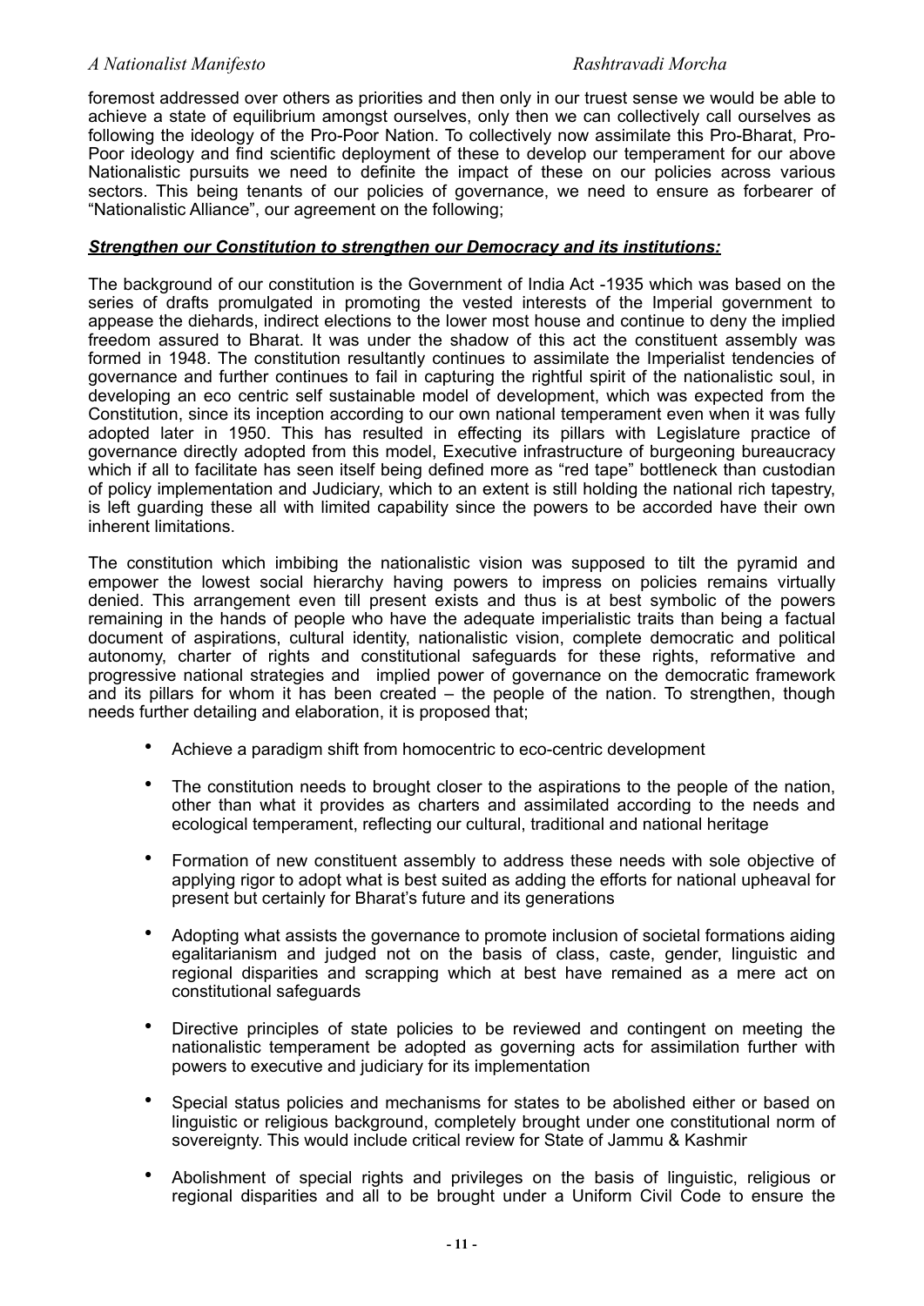foremost addressed over others as priorities and then only in our truest sense we would be able to achieve a state of equilibrium amongst ourselves, only then we can collectively call ourselves as following the ideology of the Pro-Poor Nation. To collectively now assimilate this Pro-Bharat, Pro-Poor ideology and find scientific deployment of these to develop our temperament for our above Nationalistic pursuits we need to definite the impact of these on our policies across various sectors. This being tenants of our policies of governance, we need to ensure as forbearer of "Nationalistic Alliance", our agreement on the following;

***Strengthen our Constitution to strengthen our Democracy and its institutions:***

The background of our constitution is the Government of India Act -1935 which was based on the series of drafts promulgated in promoting the vested interests of the Imperial government to appease the diehards, indirect elections to the lower most house and continue to deny the implied freedom assured to Bharat. It was under the shadow of this act the constituent assembly was formed in 1948. The constitution resultantly continues to assimilate the Imperialist tendencies of governance and further continues to fail in capturing the rightful spirit of the nationalistic soul, in developing an eco centric self sustainable model of development, which was expected from the Constitution, since its inception according to our own national temperament even when it was fully adopted later in 1950. This has resulted in effecting its pillars with Legislature practice of governance directly adopted from this model, Executive infrastructure of burgeoning bureaucracy which if all to facilitate has seen itself being defined more as "red tape" bottleneck than custodian of policy implementation and Judiciary, which to an extent is still holding the national rich tapestry, is left guarding these all with limited capability since the powers to be accorded have their own inherent limitations.

The constitution which imbibing the nationalistic vision was supposed to tilt the pyramid and empower the lowest social hierarchy having powers to impress on policies remains virtually denied. This arrangement even till present exists and thus is at best symbolic of the powers remaining in the hands of people who have the adequate imperialistic traits than being a factual document of aspirations, cultural identity, nationalistic vision, complete democratic and political autonomy, charter of rights and constitutional safeguards for these rights, reformative and progressive national strategies and implied power of governance on the democratic framework and its pillars for whom it has been created – the people of the nation. To strengthen, though needs further detailing and elaboration, it is proposed that;

- Achieve a paradigm shift from homocentric to eco-centric development
- The constitution needs to brought closer to the aspirations to the people of the nation, other than what it provides as charters and assimilated according to the needs and ecological temperament, reflecting our cultural, traditional and national heritage
- Formation of new constituent assembly to address these needs with sole objective of applying rigor to adopt what is best suited as adding the efforts for national upheaval for present but certainly for Bharat's future and its generations
- Adopting what assists the governance to promote inclusion of societal formations aiding egalitarianism and judged not on the basis of class, caste, gender, linguistic and regional disparities and scrapping which at best have remained as a mere act on constitutional safeguards
- Directive principles of state policies to be reviewed and contingent on meeting the nationalistic temperament be adopted as governing acts for assimilation further with powers to executive and judiciary for its implementation
- Special status policies and mechanisms for states to be abolished either or based on linguistic or religious background, completely brought under one constitutional norm of sovereignty. This would include critical review for State of Jammu & Kashmir
- Abolishment of special rights and privileges on the basis of linguistic, religious or regional disparities and all to be brought under a Uniform Civil Code to ensure the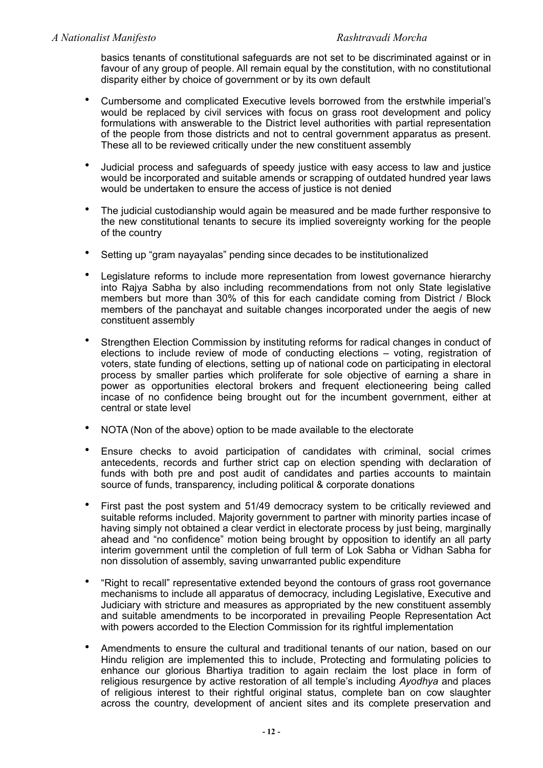basics tenants of constitutional safeguards are not set to be discriminated against or in favour of any group of people. All remain equal by the constitution, with no constitutional disparity either by choice of government or by its own default

- Cumbersome and complicated Executive levels borrowed from the erstwhile imperial's would be replaced by civil services with focus on grass root development and policy formulations with answerable to the District level authorities with partial representation of the people from those districts and not to central government apparatus as present. These all to be reviewed critically under the new constituent assembly

- Judicial process and safeguards of speedy justice with easy access to law and justice would be incorporated and suitable amends or scrapping of outdated hundred year laws would be undertaken to ensure the access of justice is not denied

- The judicial custodianship would again be measured and be made further responsive to the new constitutional tenants to secure its implied sovereignty working for the people of the country

- Setting up "gram nayayalas" pending since decades to be institutionalized

- Legislature reforms to include more representation from lowest governance hierarchy into Rajya Sabha by also including recommendations from not only State legislative members but more than 30% of this for each candidate coming from District / Block members of the panchayat and suitable changes incorporated under the aegis of new constituent assembly

- Strengthen Election Commission by instituting reforms for radical changes in conduct of elections to include review of mode of conducting elections – voting, registration of voters, state funding of elections, setting up of national code on participating in electoral process by smaller parties which proliferate for sole objective of earning a share in power as opportunities electoral brokers and frequent electioneering being called incase of no confidence being brought out for the incumbent government, either at central or state level

- NOTA (Non of the above) option to be made available to the electorate

- Ensure checks to avoid participation of candidates with criminal, social crimes antecedents, records and further strict cap on election spending with declaration of funds with both pre and post audit of candidates and parties accounts to maintain source of funds, transparency, including political & corporate donations

- First past the post system and 51/49 democracy system to be critically reviewed and suitable reforms included. Majority government to partner with minority parties incase of having simply not obtained a clear verdict in electorate process by just being, marginally ahead and "no confidence" motion being brought by opposition to identify an all party interim government until the completion of full term of Lok Sabha or Vidhan Sabha for non dissolution of assembly, saving unwarranted public expenditure

- "Right to recall" representative extended beyond the contours of grass root governance mechanisms to include all apparatus of democracy, including Legislative, Executive and Judiciary with stricture and measures as appropriated by the new constituent assembly and suitable amendments to be incorporated in prevailing People Representation Act with powers accorded to the Election Commission for its rightful implementation

- Amendments to ensure the cultural and traditional tenants of our nation, based on our Hindu religion are implemented this to include, Protecting and formulating policies to enhance our glorious Bhartiya tradition to again reclaim the lost place in form of religious resurgence by active restoration of all temple's including *Ayodhya* and places of religious interest to their rightful original status, complete ban on cow slaughter across the country, development of ancient sites and its complete preservation and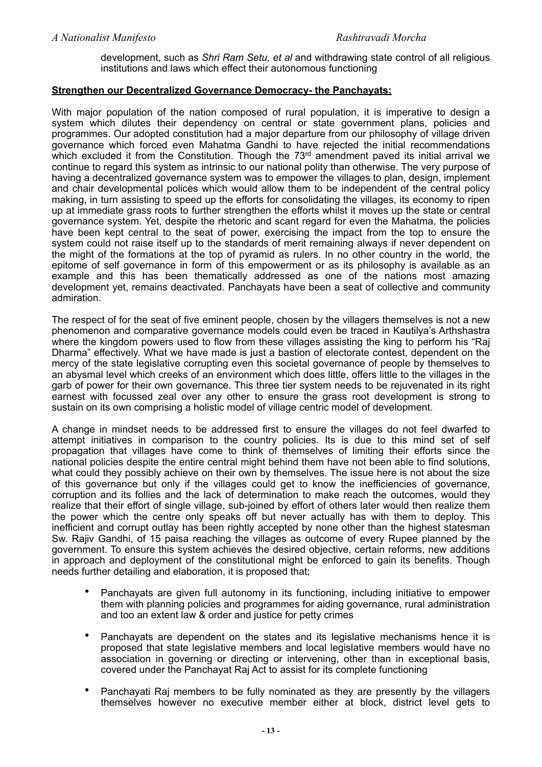development, such as *Shri Ram Setu, et al* and withdrawing state control of all religious institutions and laws which effect their autonomous functioning

**Strengthen our Decentralized Governance Democracy- the Panchayats:**

With major population of the nation composed of rural population, it is imperative to design a system which dilutes their dependency on central or state government plans, policies and programmes. Our adopted constitution had a major departure from our philosophy of village driven governance which forced even Mahatma Gandhi to have rejected the initial recommendations which excluded it from the Constitution. Though the 73rd amendment paved its initial arrival we continue to regard this system as intrinsic to our national polity than otherwise. The very purpose of having a decentralized governance system was to empower the villages to plan, design, implement and chair developmental polices which would allow them to be independent of the central policy making, in turn assisting to speed up the efforts for consolidating the villages, its economy to ripen up at immediate grass roots to further strengthen the efforts whilst it moves up the state or central governance system. Yet, despite the rhetoric and scant regard for even the Mahatma, the policies have been kept central to the seat of power, exercising the impact from the top to ensure the system could not raise itself up to the standards of merit remaining always if never dependent on the might of the formations at the top of pyramid as rulers. In no other country in the world, the epitome of self governance in form of this empowerment or as its philosophy is available as an example and this has been thematically addressed as one of the nations most amazing development yet, remains deactivated. Panchayats have been a seat of collective and community admiration.

The respect of for the seat of five eminent people, chosen by the villagers themselves is not a new phenomenon and comparative governance models could even be traced in Kautilya's Arthshastra where the kingdom powers used to flow from these villages assisting the king to perform his "Raj Dharma" effectively. What we have made is just a bastion of electorate contest, dependent on the mercy of the state legislative corrupting even this societal governance of people by themselves to an abysmal level which creeks of an environment which does little, offers little to the villages in the garb of power for their own governance. This three tier system needs to be rejuvenated in its right earnest with focussed zeal over any other to ensure the grass root development is strong to sustain on its own comprising a holistic model of village centric model of development.

A change in mindset needs to be addressed first to ensure the villages do not feel dwarfed to attempt initiatives in comparison to the country policies. Its is due to this mind set of self propagation that villages have come to think of themselves of limiting their efforts since the national policies despite the entire central might behind them have not been able to find solutions, what could they possibly achieve on their own by themselves. The issue here is not about the size of this governance but only if the villages could get to know the inefficiencies of governance, corruption and its follies and the lack of determination to make reach the outcomes, would they realize that their effort of single village, sub-joined by effort of others later would then realize them the power which the centre only speaks off but never actually has with them to deploy. This inefficient and corrupt outlay has been rightly accepted by none other than the highest statesman Sw. Rajiv Gandhi, of 15 paisa reaching the villages as outcome of every Rupee planned by the government. To ensure this system achieves the desired objective, certain reforms, new additions in approach and deployment of the constitutional might be enforced to gain its benefits. Though needs further detailing and elaboration, it is proposed that;

- Panchayats are given full autonomy in its functioning, including initiative to empower them with planning policies and programmes for aiding governance, rural administration and too an extent law & order and justice for petty crimes
- Panchayats are dependent on the states and its legislative mechanisms hence it is proposed that state legislative members and local legislative members would have no association in governing or directing or intervening, other than in exceptional basis, covered under the Panchayat Raj Act to assist for its complete functioning
- Panchayati Raj members to be fully nominated as they are presently by the villagers themselves however no executive member either at block, district level gets to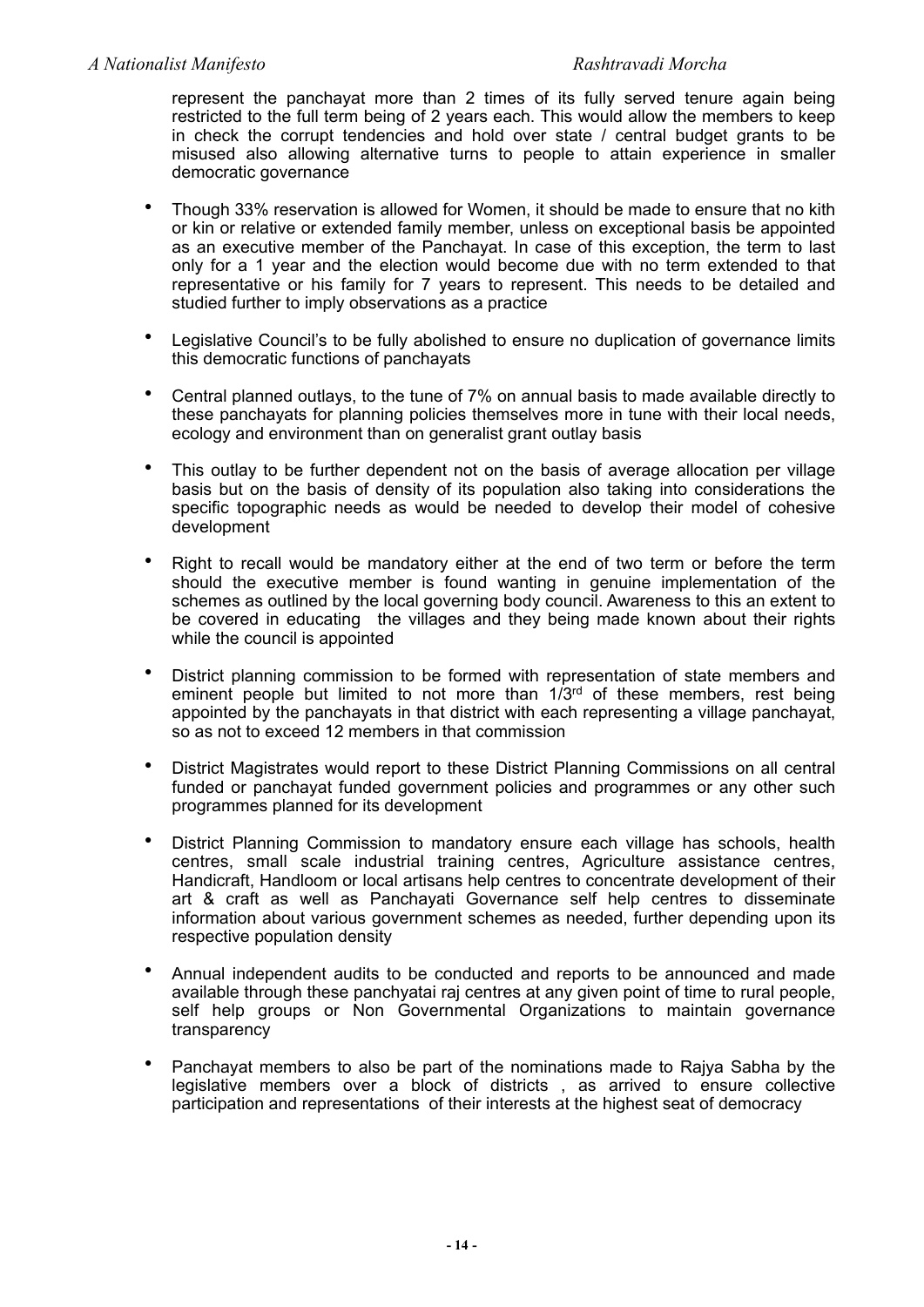represent the panchayat more than 2 times of its fully served tenure again being restricted to the full term being of 2 years each. This would allow the members to keep in check the corrupt tendencies and hold over state / central budget grants to be misused also allowing alternative turns to people to attain experience in smaller democratic governance

- Though 33% reservation is allowed for Women, it should be made to ensure that no kith or kin or relative or extended family member, unless on exceptional basis be appointed as an executive member of the Panchayat. In case of this exception, the term to last only for a 1 year and the election would become due with no term extended to that representative or his family for 7 years to represent. This needs to be detailed and studied further to imply observations as a practice

- Legislative Council's to be fully abolished to ensure no duplication of governance limits this democratic functions of panchayats

- Central planned outlays, to the tune of 7% on annual basis to made available directly to these panchayats for planning policies themselves more in tune with their local needs, ecology and environment than on generalist grant outlay basis

- This outlay to be further dependent not on the basis of average allocation per village basis but on the basis of density of its population also taking into considerations the specific topographic needs as would be needed to develop their model of cohesive development

- Right to recall would be mandatory either at the end of two term or before the term should the executive member is found wanting in genuine implementation of the schemes as outlined by the local governing body council. Awareness to this an extent to be covered in educating the villages and they being made known about their rights while the council is appointed

- District planning commission to be formed with representation of state members and eminent people but limited to not more than 1/3rd of these members, rest being appointed by the panchayats in that district with each representing a village panchayat, so as not to exceed 12 members in that commission

- District Magistrates would report to these District Planning Commissions on all central funded or panchayat funded government policies and programmes or any other such programmes planned for its development

- District Planning Commission to mandatory ensure each village has schools, health centres, small scale industrial training centres, Agriculture assistance centres, Handicraft, Handloom or local artisans help centres to concentrate development of their art & craft as well as Panchayati Governance self help centres to disseminate information about various government schemes as needed, further depending upon its respective population density

- Annual independent audits to be conducted and reports to be announced and made available through these panchyatai raj centres at any given point of time to rural people, self help groups or Non Governmental Organizations to maintain governance transparency

- Panchayat members to also be part of the nominations made to Rajya Sabha by the legislative members over a block of districts , as arrived to ensure collective participation and representations of their interests at the highest seat of democracy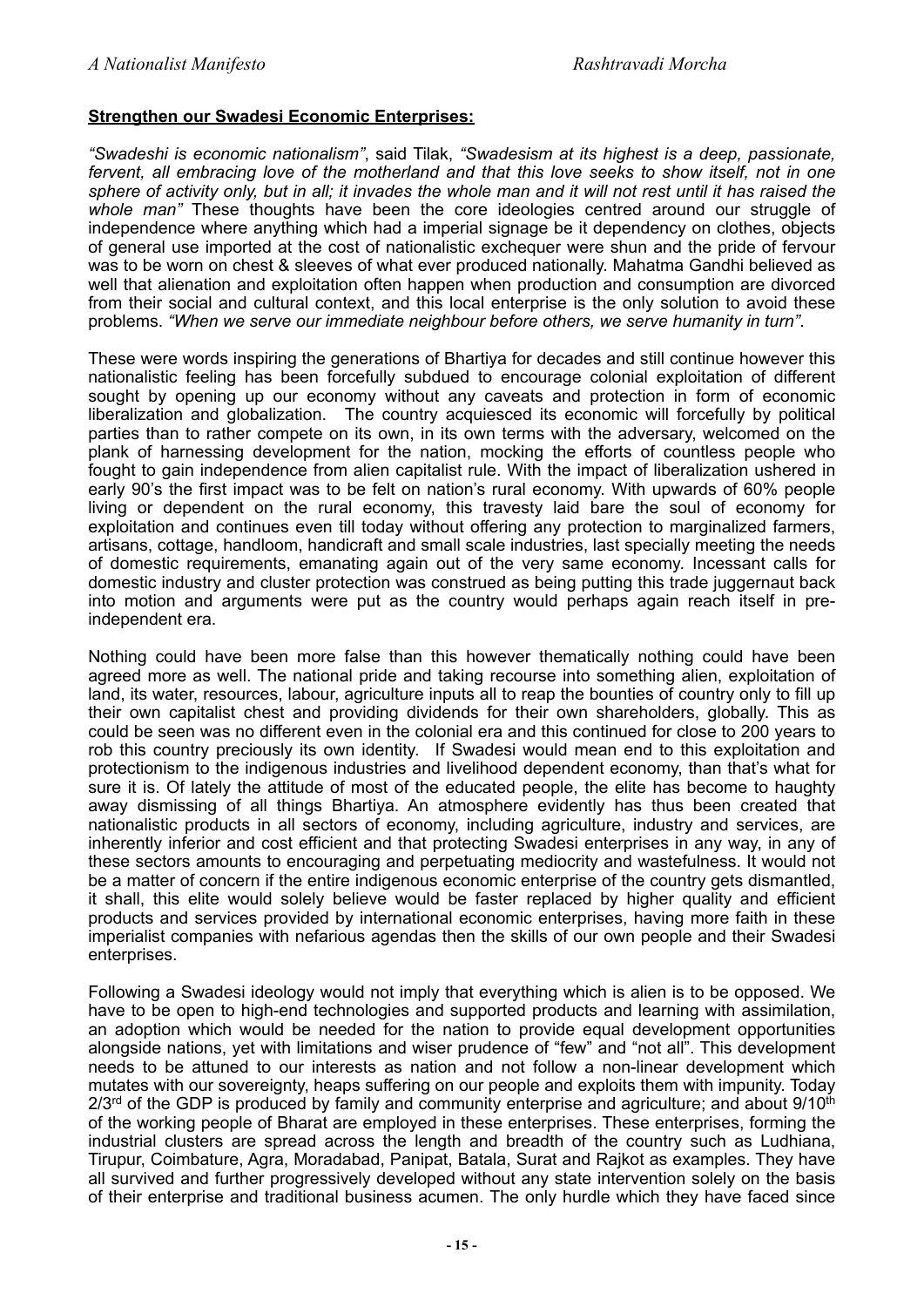**Strengthen our Swadesi Economic Enterprises:**

*"Swadeshi is economic nationalism"*, said Tilak, *"Swadesism at its highest is a deep, passionate, fervent, all embracing love of the motherland and that this love seeks to show itself, not in one sphere of activity only, but in all; it invades the whole man and it will not rest until it has raised the whole man"* These thoughts have been the core ideologies centred around our struggle of independence where anything which had a imperial signage be it dependency on clothes, objects of general use imported at the cost of nationalistic exchequer were shun and the pride of fervour was to be worn on chest & sleeves of what ever produced nationally. Mahatma Gandhi believed as well that alienation and exploitation often happen when production and consumption are divorced from their social and cultural context, and this local enterprise is the only solution to avoid these problems. *"When we serve our immediate neighbour before others, we serve humanity in turn"*.

These were words inspiring the generations of Bhartiya for decades and still continue however this nationalistic feeling has been forcefully subdued to encourage colonial exploitation of different sought by opening up our economy without any caveats and protection in form of economic liberalization and globalization. The country acquiesced its economic will forcefully by political parties than to rather compete on its own, in its own terms with the adversary, welcomed on the plank of harnessing development for the nation, mocking the efforts of countless people who fought to gain independence from alien capitalist rule. With the impact of liberalization ushered in early 90's the first impact was to be felt on nation's rural economy. With upwards of 60% people living or dependent on the rural economy, this travesty laid bare the soul of economy for exploitation and continues even till today without offering any protection to marginalized farmers, artisans, cottage, handloom, handicraft and small scale industries, last specially meeting the needs of domestic requirements, emanating again out of the very same economy. Incessant calls for domestic industry and cluster protection was construed as being putting this trade juggernaut back into motion and arguments were put as the country would perhaps again reach itself in pre-independent era.

Nothing could have been more false than this however thematically nothing could have been agreed more as well. The national pride and taking recourse into something alien, exploitation of land, its water, resources, labour, agriculture inputs all to reap the bounties of country only to fill up their own capitalist chest and providing dividends for their own shareholders, globally. This as could be seen was no different even in the colonial era and this continued for close to 200 years to rob this country preciously its own identity. If Swadesi would mean end to this exploitation and protectionism to the indigenous industries and livelihood dependent economy, than that's what for sure it is. Of lately the attitude of most of the educated people, the elite has become to haughty away dismissing of all things Bhartiya. An atmosphere evidently has thus been created that nationalistic products in all sectors of economy, including agriculture, industry and services, are inherently inferior and cost efficient and that protecting Swadesi enterprises in any way, in any of these sectors amounts to encouraging and perpetuating mediocrity and wastefulness. It would not be a matter of concern if the entire indigenous economic enterprise of the country gets dismantled, it shall, this elite would solely believe would be faster replaced by higher quality and efficient products and services provided by international economic enterprises, having more faith in these imperialist companies with nefarious agendas then the skills of our own people and their Swadesi enterprises.

Following a Swadesi ideology would not imply that everything which is alien is to be opposed. We have to be open to high-end technologies and supported products and learning with assimilation, an adoption which would be needed for the nation to provide equal development opportunities alongside nations, yet with limitations and wiser prudence of "few" and "not all". This development needs to be attuned to our interests as nation and not follow a non-linear development which mutates with our sovereignty, heaps suffering on our people and exploits them with impunity. Today 2/3rd of the GDP is produced by family and community enterprise and agriculture; and about 9/10th of the working people of Bharat are employed in these enterprises. These enterprises, forming the industrial clusters are spread across the length and breadth of the country such as Ludhiana, Tirupur, Coimbature, Agra, Moradabad, Panipat, Batala, Surat and Rajkot as examples. They have all survived and further progressively developed without any state intervention solely on the basis of their enterprise and traditional business acumen. The only hurdle which they have faced since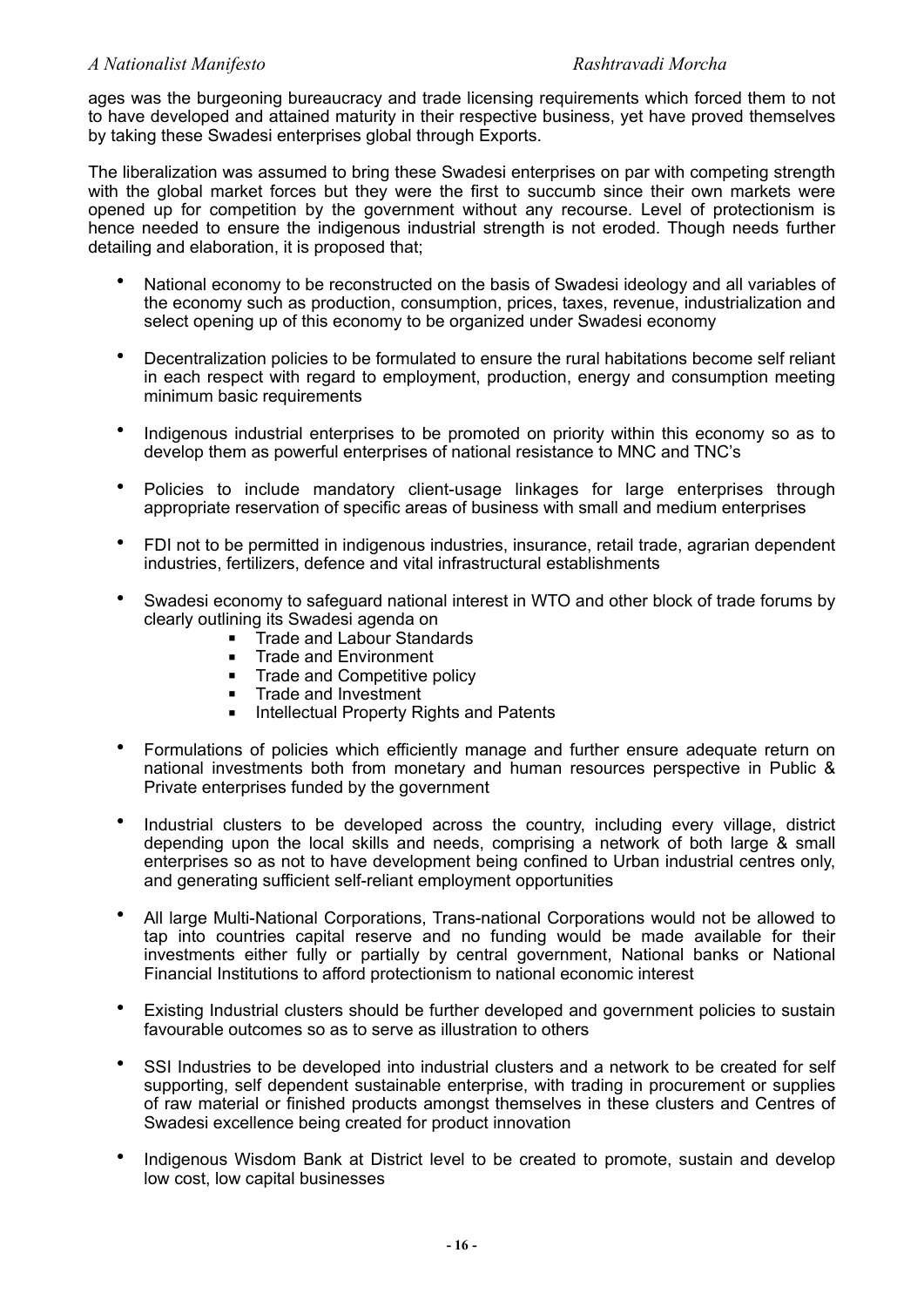ages was the burgeoning bureaucracy and trade licensing requirements which forced them to not to have developed and attained maturity in their respective business, yet have proved themselves by taking these Swadesi enterprises global through Exports.

The liberalization was assumed to bring these Swadesi enterprises on par with competing strength with the global market forces but they were the first to succumb since their own markets were opened up for competition by the government without any recourse. Level of protectionism is hence needed to ensure the indigenous industrial strength is not eroded. Though needs further detailing and elaboration, it is proposed that;

- National economy to be reconstructed on the basis of Swadesi ideology and all variables of the economy such as production, consumption, prices, taxes, revenue, industrialization and select opening up of this economy to be organized under Swadesi economy
- Decentralization policies to be formulated to ensure the rural habitations become self reliant in each respect with regard to employment, production, energy and consumption meeting minimum basic requirements
- Indigenous industrial enterprises to be promoted on priority within this economy so as to develop them as powerful enterprises of national resistance to MNC and TNC's
- Policies to include mandatory client-usage linkages for large enterprises through appropriate reservation of specific areas of business with small and medium enterprises
- FDI not to be permitted in indigenous industries, insurance, retail trade, agrarian dependent industries, fertilizers, defence and vital infrastructural establishments
- Swadesi economy to safeguard national interest in WTO and other block of trade forums by clearly outlining its Swadesi agenda on
  - Trade and Labour Standards
  - Trade and Environment
  - Trade and Competitive policy
  - Trade and Investment
  - Intellectual Property Rights and Patents
- Formulations of policies which efficiently manage and further ensure adequate return on national investments both from monetary and human resources perspective in Public & Private enterprises funded by the government
- Industrial clusters to be developed across the country, including every village, district depending upon the local skills and needs, comprising a network of both large & small enterprises so as not to have development being confined to Urban industrial centres only, and generating sufficient self-reliant employment opportunities
- All large Multi-National Corporations, Trans-national Corporations would not be allowed to tap into countries capital reserve and no funding would be made available for their investments either fully or partially by central government, National banks or National Financial Institutions to afford protectionism to national economic interest
- Existing Industrial clusters should be further developed and government policies to sustain favourable outcomes so as to serve as illustration to others
- SSI Industries to be developed into industrial clusters and a network to be created for self supporting, self dependent sustainable enterprise, with trading in procurement or supplies of raw material or finished products amongst themselves in these clusters and Centres of Swadesi excellence being created for product innovation
- Indigenous Wisdom Bank at District level to be created to promote, sustain and develop low cost, low capital businesses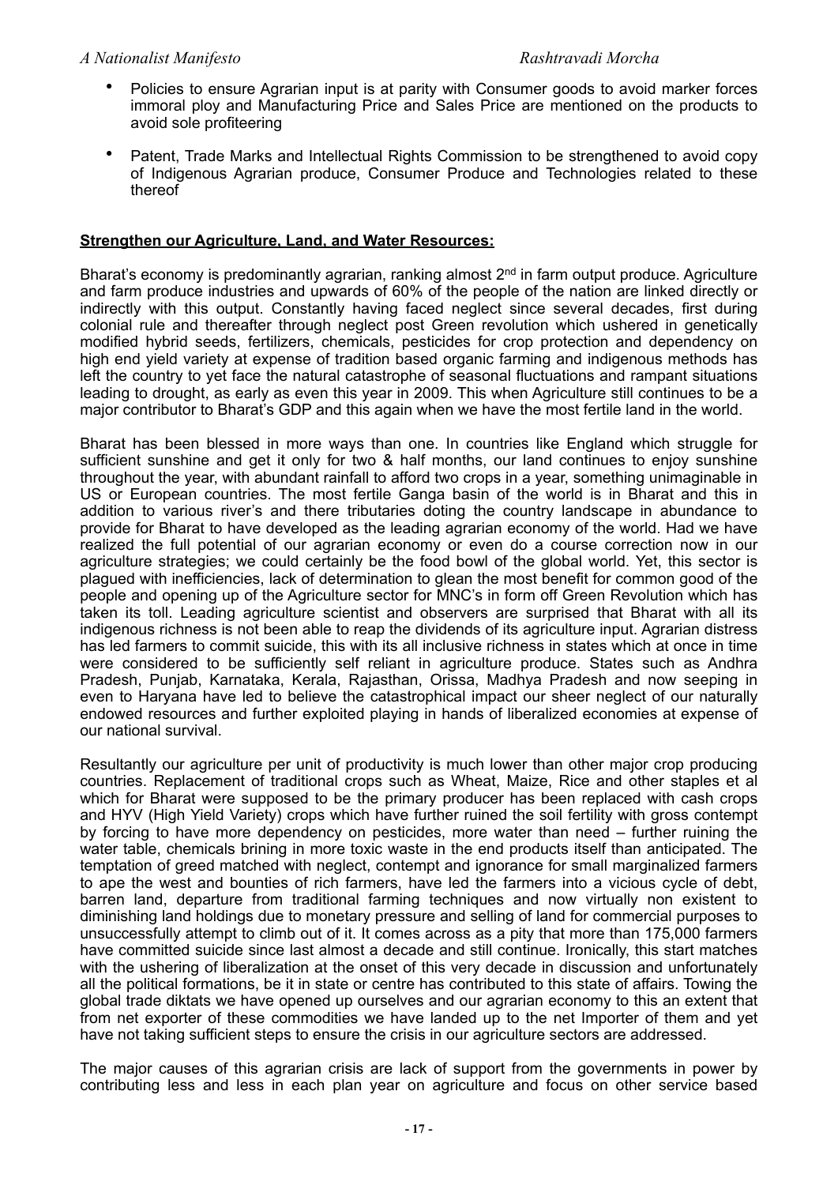- Policies to ensure Agrarian input is at parity with Consumer goods to avoid marker forces immoral ploy and Manufacturing Price and Sales Price are mentioned on the products to avoid sole profiteering
- Patent, Trade Marks and Intellectual Rights Commission to be strengthened to avoid copy of Indigenous Agrarian produce, Consumer Produce and Technologies related to these thereof

**<u>Strengthen our Agriculture, Land, and Water Resources:</u>**

Bharat's economy is predominantly agrarian, ranking almost 2nd in farm output produce. Agriculture and farm produce industries and upwards of 60% of the people of the nation are linked directly or indirectly with this output. Constantly having faced neglect since several decades, first during colonial rule and thereafter through neglect post Green revolution which ushered in genetically modified hybrid seeds, fertilizers, chemicals, pesticides for crop protection and dependency on high end yield variety at expense of tradition based organic farming and indigenous methods has left the country to yet face the natural catastrophe of seasonal fluctuations and rampant situations leading to drought, as early as even this year in 2009. This when Agriculture still continues to be a major contributor to Bharat's GDP and this again when we have the most fertile land in the world.

Bharat has been blessed in more ways than one. In countries like England which struggle for sufficient sunshine and get it only for two & half months, our land continues to enjoy sunshine throughout the year, with abundant rainfall to afford two crops in a year, something unimaginable in US or European countries. The most fertile Ganga basin of the world is in Bharat and this in addition to various river's and there tributaries doting the country landscape in abundance to provide for Bharat to have developed as the leading agrarian economy of the world. Had we have realized the full potential of our agrarian economy or even do a course correction now in our agriculture strategies; we could certainly be the food bowl of the global world. Yet, this sector is plagued with inefficiencies, lack of determination to glean the most benefit for common good of the people and opening up of the Agriculture sector for MNC's in form off Green Revolution which has taken its toll. Leading agriculture scientist and observers are surprised that Bharat with all its indigenous richness is not been able to reap the dividends of its agriculture input. Agrarian distress has led farmers to commit suicide, this with its all inclusive richness in states which at once in time were considered to be sufficiently self reliant in agriculture produce. States such as Andhra Pradesh, Punjab, Karnataka, Kerala, Rajasthan, Orissa, Madhya Pradesh and now seeping in even to Haryana have led to believe the catastrophical impact our sheer neglect of our naturally endowed resources and further exploited playing in hands of liberalized economies at expense of our national survival.

Resultantly our agriculture per unit of productivity is much lower than other major crop producing countries. Replacement of traditional crops such as Wheat, Maize, Rice and other staples et al which for Bharat were supposed to be the primary producer has been replaced with cash crops and HYV (High Yield Variety) crops which have further ruined the soil fertility with gross contempt by forcing to have more dependency on pesticides, more water than need – further ruining the water table, chemicals brining in more toxic waste in the end products itself than anticipated. The temptation of greed matched with neglect, contempt and ignorance for small marginalized farmers to ape the west and bounties of rich farmers, have led the farmers into a vicious cycle of debt, barren land, departure from traditional farming techniques and now virtually non existent to diminishing land holdings due to monetary pressure and selling of land for commercial purposes to unsuccessfully attempt to climb out of it. It comes across as a pity that more than 175,000 farmers have committed suicide since last almost a decade and still continue. Ironically, this start matches with the ushering of liberalization at the onset of this very decade in discussion and unfortunately all the political formations, be it in state or centre has contributed to this state of affairs. Towing the global trade diktats we have opened up ourselves and our agrarian economy to this an extent that from net exporter of these commodities we have landed up to the net Importer of them and yet have not taking sufficient steps to ensure the crisis in our agriculture sectors are addressed.

The major causes of this agrarian crisis are lack of support from the governments in power by contributing less and less in each plan year on agriculture and focus on other service based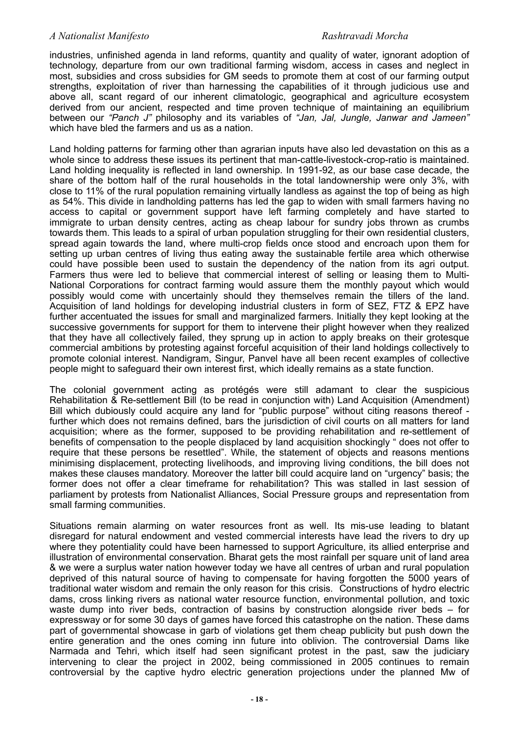industries, unfinished agenda in land reforms, quantity and quality of water, ignorant adoption of technology, departure from our own traditional farming wisdom, access in cases and neglect in most, subsidies and cross subsidies for GM seeds to promote them at cost of our farming output strengths, exploitation of river than harnessing the capabilities of it through judicious use and above all, scant regard of our inherent climatologic, geographical and agriculture ecosystem derived from our ancient, respected and time proven technique of maintaining an equilibrium between our *"Panch J"* philosophy and its variables of *"Jan, Jal, Jungle, Janwar and Jameen"* which have bled the farmers and us as a nation.

Land holding patterns for farming other than agrarian inputs have also led devastation on this as a whole since to address these issues its pertinent that man-cattle-livestock-crop-ratio is maintained. Land holding inequality is reflected in land ownership. In 1991-92, as our base case decade, the share of the bottom half of the rural households in the total landownership were only 3%, with close to 11% of the rural population remaining virtually landless as against the top of being as high as 54%. This divide in landholding patterns has led the gap to widen with small farmers having no access to capital or government support have left farming completely and have started to immigrate to urban density centres, acting as cheap labour for sundry jobs thrown as crumbs towards them. This leads to a spiral of urban population struggling for their own residential clusters, spread again towards the land, where multi-crop fields once stood and encroach upon them for setting up urban centres of living thus eating away the sustainable fertile area which otherwise could have possible been used to sustain the dependency of the nation from its agri output. Farmers thus were led to believe that commercial interest of selling or leasing them to Multi-National Corporations for contract farming would assure them the monthly payout which would possibly would come with uncertainly should they themselves remain the tillers of the land. Acquisition of land holdings for developing industrial clusters in form of SEZ, FTZ & EPZ have further accentuated the issues for small and marginalized farmers. Initially they kept looking at the successive governments for support for them to intervene their plight however when they realized that they have all collectively failed, they sprung up in action to apply breaks on their grotesque commercial ambitions by protesting against forceful acquisition of their land holdings collectively to promote colonial interest. Nandigram, Singur, Panvel have all been recent examples of collective people might to safeguard their own interest first, which ideally remains as a state function.

The colonial government acting as protégés were still adamant to clear the suspicious Rehabilitation & Re-settlement Bill (to be read in conjunction with) Land Acquisition (Amendment) Bill which dubiously could acquire any land for "public purpose" without citing reasons thereof - further which does not remains defined, bars the jurisdiction of civil courts on all matters for land acquisition; where as the former, supposed to be providing rehabilitation and re-settlement of benefits of compensation to the people displaced by land acquisition shockingly " does not offer to require that these persons be resettled". While, the statement of objects and reasons mentions minimising displacement, protecting livelihoods, and improving living conditions, the bill does not makes these clauses mandatory. Moreover the latter bill could acquire land on "urgency" basis; the former does not offer a clear timeframe for rehabilitation? This was stalled in last session of parliament by protests from Nationalist Alliances, Social Pressure groups and representation from small farming communities.

Situations remain alarming on water resources front as well. Its mis-use leading to blatant disregard for natural endowment and vested commercial interests have lead the rivers to dry up where they potentiality could have been harnessed to support Agriculture, its allied enterprise and illustration of environmental conservation. Bharat gets the most rainfall per square unit of land area & we were a surplus water nation however today we have all centres of urban and rural population deprived of this natural source of having to compensate for having forgotten the 5000 years of traditional water wisdom and remain the only reason for this crisis. Constructions of hydro electric dams, cross linking rivers as national water resource function, environmental pollution, and toxic waste dump into river beds, contraction of basins by construction alongside river beds – for expressway or for some 30 days of games have forced this catastrophe on the nation. These dams part of governmental showcase in garb of violations get them cheap publicity but push down the entire generation and the ones coming inn future into oblivion. The controversial Dams like Narmada and Tehri, which itself had seen significant protest in the past, saw the judiciary intervening to clear the project in 2002, being commissioned in 2005 continues to remain controversial by the captive hydro electric generation projections under the planned Mw of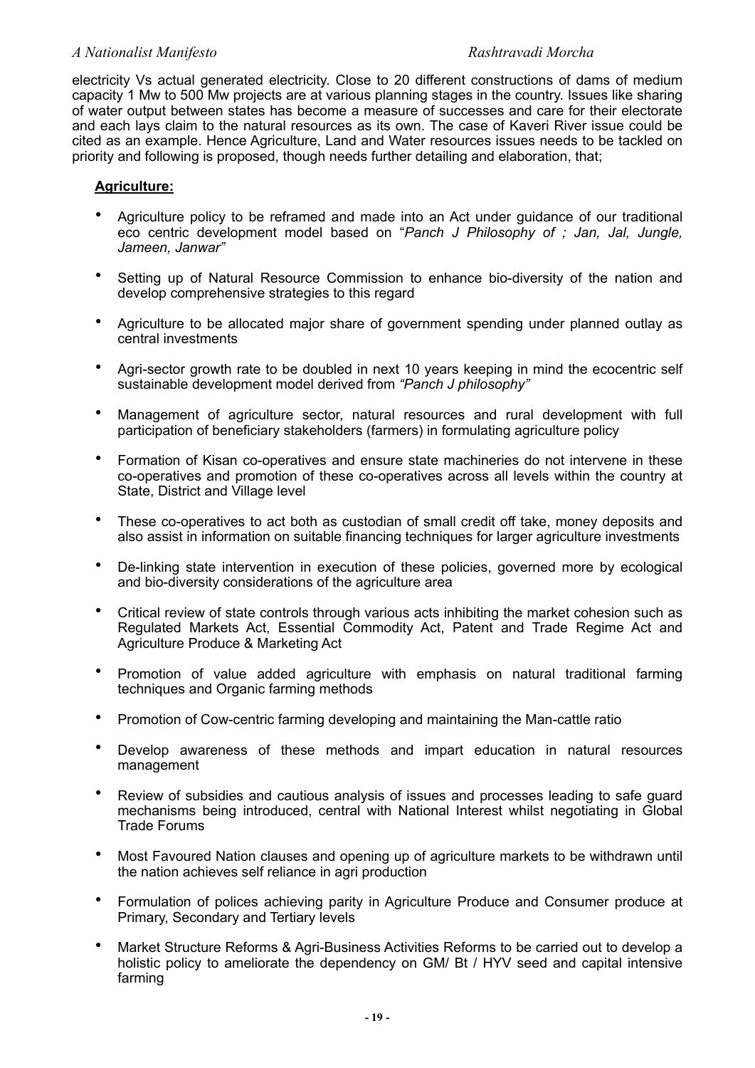electricity Vs actual generated electricity. Close to 20 different constructions of dams of medium capacity 1 Mw to 500 Mw projects are at various planning stages in the country. Issues like sharing of water output between states has become a measure of successes and care for their electorate and each lays claim to the natural resources as its own. The case of Kaveri River issue could be cited as an example. Hence Agriculture, Land and Water resources issues needs to be tackled on priority and following is proposed, though needs further detailing and elaboration, that;

**Agriculture:**

- Agriculture policy to be reframed and made into an Act under guidance of our traditional eco centric development model based on "*Panch J Philosophy of ; Jan, Jal, Jungle, Jameen, Janwar"*
- Setting up of Natural Resource Commission to enhance bio-diversity of the nation and develop comprehensive strategies to this regard
- Agriculture to be allocated major share of government spending under planned outlay as central investments
- Agri-sector growth rate to be doubled in next 10 years keeping in mind the ecocentric self sustainable development model derived from *"Panch J philosophy"*
- Management of agriculture sector, natural resources and rural development with full participation of beneficiary stakeholders (farmers) in formulating agriculture policy
- Formation of Kisan co-operatives and ensure state machineries do not intervene in these co-operatives and promotion of these co-operatives across all levels within the country at State, District and Village level
- These co-operatives to act both as custodian of small credit off take, money deposits and also assist in information on suitable financing techniques for larger agriculture investments
- De-linking state intervention in execution of these policies, governed more by ecological and bio-diversity considerations of the agriculture area
- Critical review of state controls through various acts inhibiting the market cohesion such as Regulated Markets Act, Essential Commodity Act, Patent and Trade Regime Act and Agriculture Produce & Marketing Act
- Promotion of value added agriculture with emphasis on natural traditional farming techniques and Organic farming methods
- Promotion of Cow-centric farming developing and maintaining the Man-cattle ratio
- Develop awareness of these methods and impart education in natural resources management
- Review of subsidies and cautious analysis of issues and processes leading to safe guard mechanisms being introduced, central with National Interest whilst negotiating in Global Trade Forums
- Most Favoured Nation clauses and opening up of agriculture markets to be withdrawn until the nation achieves self reliance in agri production
- Formulation of polices achieving parity in Agriculture Produce and Consumer produce at Primary, Secondary and Tertiary levels
- Market Structure Reforms & Agri-Business Activities Reforms to be carried out to develop a holistic policy to ameliorate the dependency on GM/ Bt / HYV seed and capital intensive farming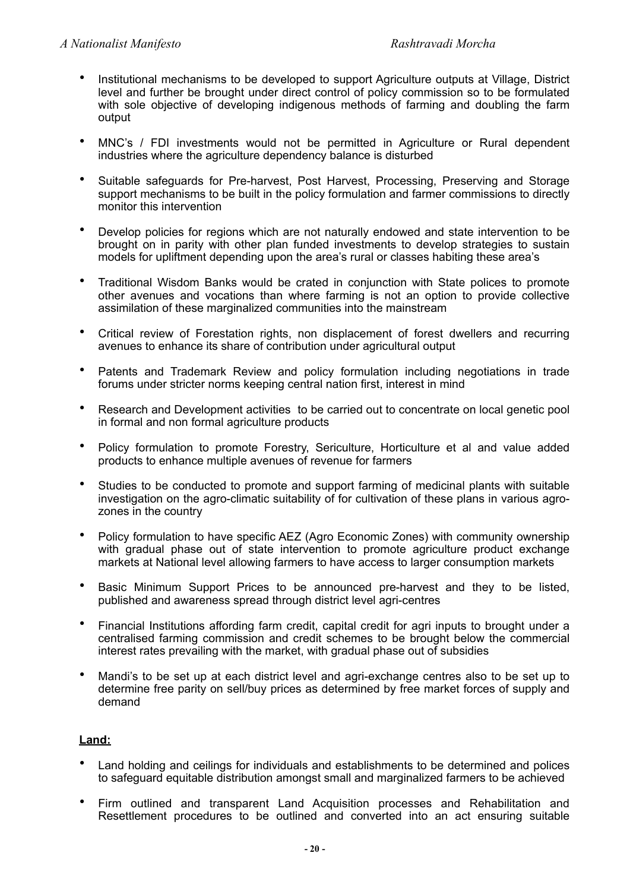- Institutional mechanisms to be developed to support Agriculture outputs at Village, District level and further be brought under direct control of policy commission so to be formulated with sole objective of developing indigenous methods of farming and doubling the farm output

- MNC's / FDI investments would not be permitted in Agriculture or Rural dependent industries where the agriculture dependency balance is disturbed

- Suitable safeguards for Pre-harvest, Post Harvest, Processing, Preserving and Storage support mechanisms to be built in the policy formulation and farmer commissions to directly monitor this intervention

- Develop policies for regions which are not naturally endowed and state intervention to be brought on in parity with other plan funded investments to develop strategies to sustain models for upliftment depending upon the area's rural or classes habiting these area's

- Traditional Wisdom Banks would be crated in conjunction with State polices to promote other avenues and vocations than where farming is not an option to provide collective assimilation of these marginalized communities into the mainstream

- Critical review of Forestation rights, non displacement of forest dwellers and recurring avenues to enhance its share of contribution under agricultural output

- Patents and Trademark Review and policy formulation including negotiations in trade forums under stricter norms keeping central nation first, interest in mind

- Research and Development activities to be carried out to concentrate on local genetic pool in formal and non formal agriculture products

- Policy formulation to promote Forestry, Sericulture, Horticulture et al and value added products to enhance multiple avenues of revenue for farmers

- Studies to be conducted to promote and support farming of medicinal plants with suitable investigation on the agro-climatic suitability of for cultivation of these plans in various agro-zones in the country

- Policy formulation to have specific AEZ (Agro Economic Zones) with community ownership with gradual phase out of state intervention to promote agriculture product exchange markets at National level allowing farmers to have access to larger consumption markets

- Basic Minimum Support Prices to be announced pre-harvest and they to be listed, published and awareness spread through district level agri-centres

- Financial Institutions affording farm credit, capital credit for agri inputs to brought under a centralised farming commission and credit schemes to be brought below the commercial interest rates prevailing with the market, with gradual phase out of subsidies

- Mandi's to be set up at each district level and agri-exchange centres also to be set up to determine free parity on sell/buy prices as determined by free market forces of supply and demand

**Land:**

- Land holding and ceilings for individuals and establishments to be determined and polices to safeguard equitable distribution amongst small and marginalized farmers to be achieved

- Firm outlined and transparent Land Acquisition processes and Rehabilitation and Resettlement procedures to be outlined and converted into an act ensuring suitable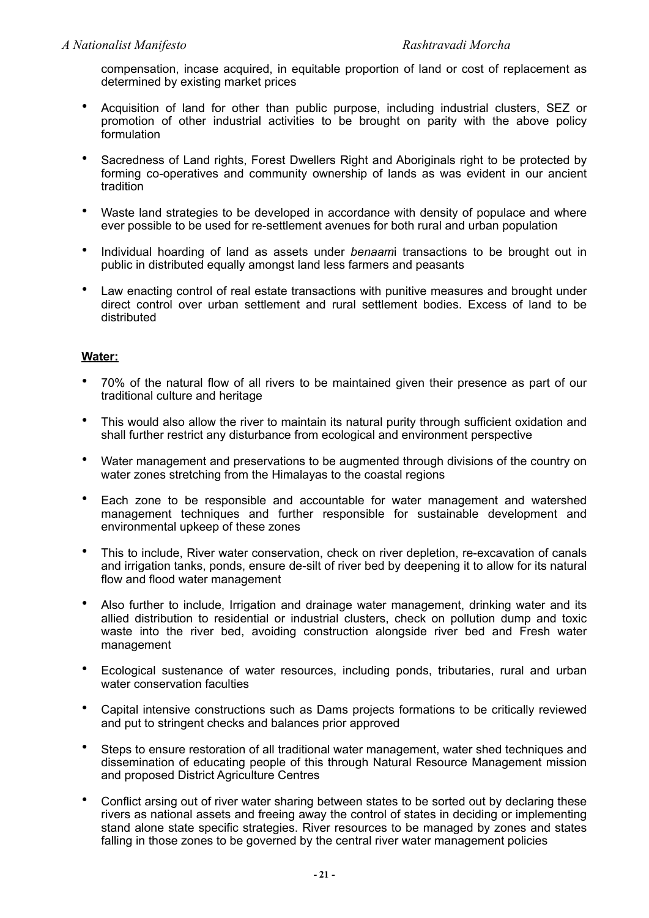compensation, incase acquired, in equitable proportion of land or cost of replacement as determined by existing market prices

- Acquisition of land for other than public purpose, including industrial clusters, SEZ or promotion of other industrial activities to be brought on parity with the above policy formulation
- Sacredness of Land rights, Forest Dwellers Right and Aboriginals right to be protected by forming co-operatives and community ownership of lands as was evident in our ancient tradition
- Waste land strategies to be developed in accordance with density of populace and where ever possible to be used for re-settlement avenues for both rural and urban population
- Individual hoarding of land as assets under *benaam*i transactions to be brought out in public in distributed equally amongst land less farmers and peasants
- Law enacting control of real estate transactions with punitive measures and brought under direct control over urban settlement and rural settlement bodies. Excess of land to be distributed

**Water:**

- 70% of the natural flow of all rivers to be maintained given their presence as part of our traditional culture and heritage
- This would also allow the river to maintain its natural purity through sufficient oxidation and shall further restrict any disturbance from ecological and environment perspective
- Water management and preservations to be augmented through divisions of the country on water zones stretching from the Himalayas to the coastal regions
- Each zone to be responsible and accountable for water management and watershed management techniques and further responsible for sustainable development and environmental upkeep of these zones
- This to include, River water conservation, check on river depletion, re-excavation of canals and irrigation tanks, ponds, ensure de-silt of river bed by deepening it to allow for its natural flow and flood water management
- Also further to include, Irrigation and drainage water management, drinking water and its allied distribution to residential or industrial clusters, check on pollution dump and toxic waste into the river bed, avoiding construction alongside river bed and Fresh water management
- Ecological sustenance of water resources, including ponds, tributaries, rural and urban water conservation faculties
- Capital intensive constructions such as Dams projects formations to be critically reviewed and put to stringent checks and balances prior approved
- Steps to ensure restoration of all traditional water management, water shed techniques and dissemination of educating people of this through Natural Resource Management mission and proposed District Agriculture Centres
- Conflict arsing out of river water sharing between states to be sorted out by declaring these rivers as national assets and freeing away the control of states in deciding or implementing stand alone state specific strategies. River resources to be managed by zones and states falling in those zones to be governed by the central river water management policies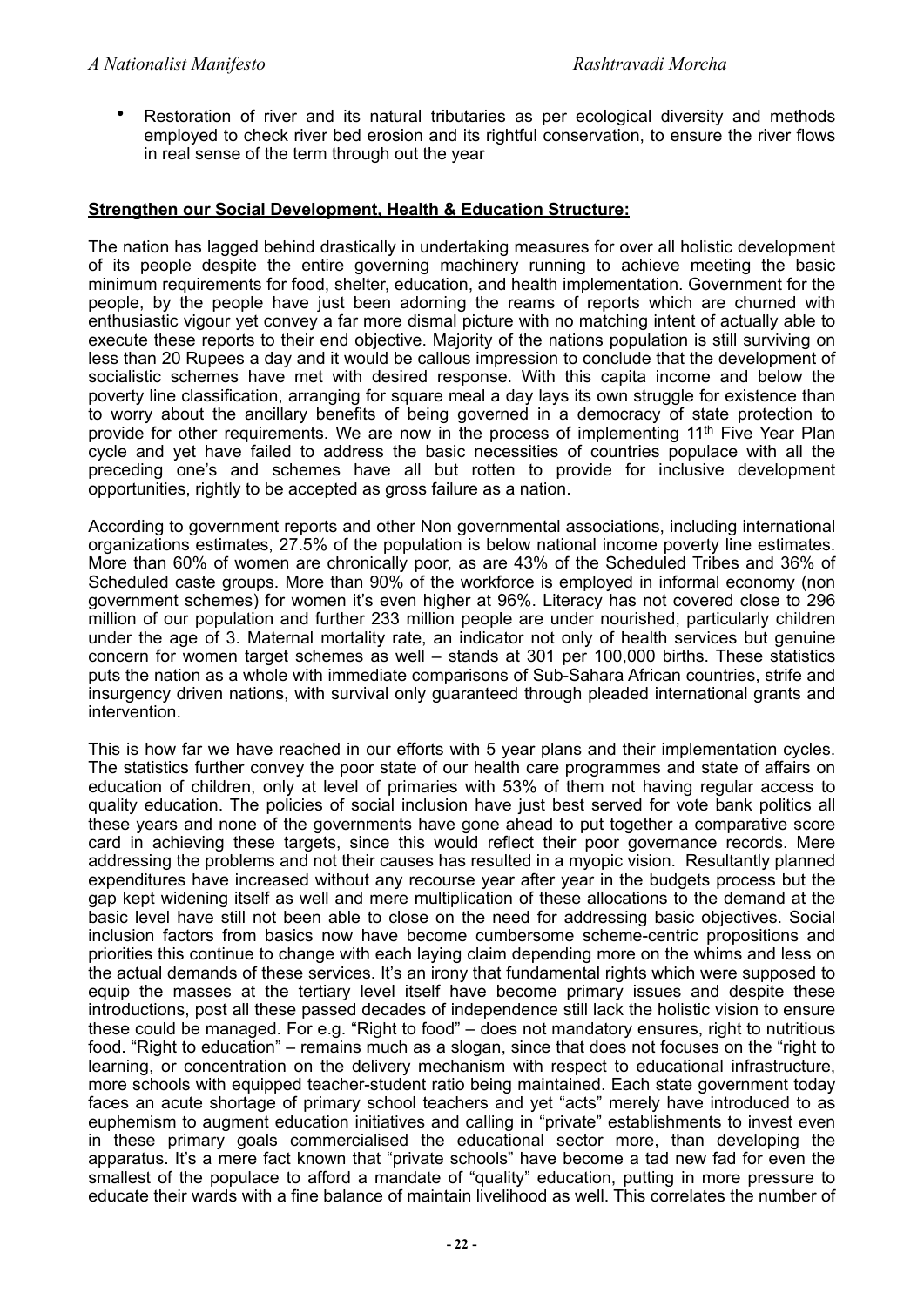- Restoration of river and its natural tributaries as per ecological diversity and methods employed to check river bed erosion and its rightful conservation, to ensure the river flows in real sense of the term through out the year

**Strengthen our Social Development, Health & Education Structure:**

The nation has lagged behind drastically in undertaking measures for over all holistic development of its people despite the entire governing machinery running to achieve meeting the basic minimum requirements for food, shelter, education, and health implementation. Government for the people, by the people have just been adorning the reams of reports which are churned with enthusiastic vigour yet convey a far more dismal picture with no matching intent of actually able to execute these reports to their end objective. Majority of the nations population is still surviving on less than 20 Rupees a day and it would be callous impression to conclude that the development of socialistic schemes have met with desired response. With this capita income and below the poverty line classification, arranging for square meal a day lays its own struggle for existence than to worry about the ancillary benefits of being governed in a democracy of state protection to provide for other requirements. We are now in the process of implementing 11th Five Year Plan cycle and yet have failed to address the basic necessities of countries populace with all the preceding one's and schemes have all but rotten to provide for inclusive development opportunities, rightly to be accepted as gross failure as a nation.

According to government reports and other Non governmental associations, including international organizations estimates, 27.5% of the population is below national income poverty line estimates. More than 60% of women are chronically poor, as are 43% of the Scheduled Tribes and 36% of Scheduled caste groups. More than 90% of the workforce is employed in informal economy (non government schemes) for women it's even higher at 96%. Literacy has not covered close to 296 million of our population and further 233 million people are under nourished, particularly children under the age of 3. Maternal mortality rate, an indicator not only of health services but genuine concern for women target schemes as well – stands at 301 per 100,000 births. These statistics puts the nation as a whole with immediate comparisons of Sub-Sahara African countries, strife and insurgency driven nations, with survival only guaranteed through pleaded international grants and intervention.

This is how far we have reached in our efforts with 5 year plans and their implementation cycles. The statistics further convey the poor state of our health care programmes and state of affairs on education of children, only at level of primaries with 53% of them not having regular access to quality education. The policies of social inclusion have just best served for vote bank politics all these years and none of the governments have gone ahead to put together a comparative score card in achieving these targets, since this would reflect their poor governance records. Mere addressing the problems and not their causes has resulted in a myopic vision. Resultantly planned expenditures have increased without any recourse year after year in the budgets process but the gap kept widening itself as well and mere multiplication of these allocations to the demand at the basic level have still not been able to close on the need for addressing basic objectives. Social inclusion factors from basics now have become cumbersome scheme-centric propositions and priorities this continue to change with each laying claim depending more on the whims and less on the actual demands of these services. It's an irony that fundamental rights which were supposed to equip the masses at the tertiary level itself have become primary issues and despite these introductions, post all these passed decades of independence still lack the holistic vision to ensure these could be managed. For e.g. "Right to food" – does not mandatory ensures, right to nutritious food. "Right to education" – remains much as a slogan, since that does not focuses on the "right to learning, or concentration on the delivery mechanism with respect to educational infrastructure, more schools with equipped teacher-student ratio being maintained. Each state government today faces an acute shortage of primary school teachers and yet "acts" merely have introduced to as euphemism to augment education initiatives and calling in "private" establishments to invest even in these primary goals commercialised the educational sector more, than developing the apparatus. It's a mere fact known that "private schools" have become a tad new fad for even the smallest of the populace to afford a mandate of "quality" education, putting in more pressure to educate their wards with a fine balance of maintain livelihood as well. This correlates the number of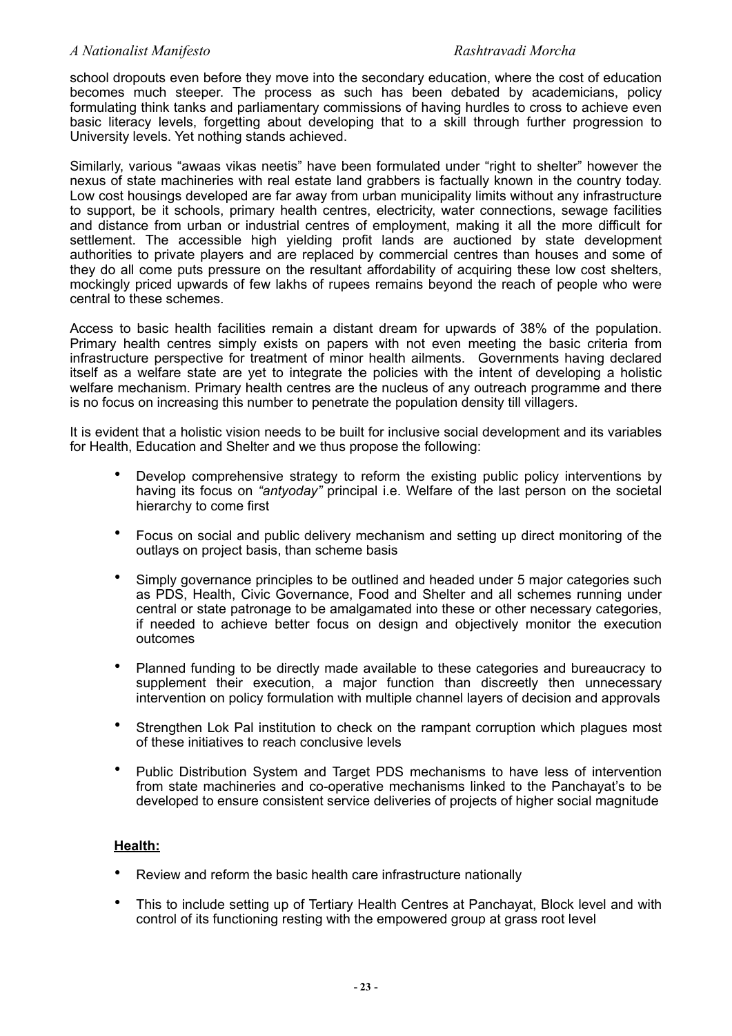school dropouts even before they move into the secondary education, where the cost of education becomes much steeper. The process as such has been debated by academicians, policy formulating think tanks and parliamentary commissions of having hurdles to cross to achieve even basic literacy levels, forgetting about developing that to a skill through further progression to University levels. Yet nothing stands achieved.

Similarly, various "awaas vikas neetis" have been formulated under "right to shelter" however the nexus of state machineries with real estate land grabbers is factually known in the country today. Low cost housings developed are far away from urban municipality limits without any infrastructure to support, be it schools, primary health centres, electricity, water connections, sewage facilities and distance from urban or industrial centres of employment, making it all the more difficult for settlement. The accessible high yielding profit lands are auctioned by state development authorities to private players and are replaced by commercial centres than houses and some of they do all come puts pressure on the resultant affordability of acquiring these low cost shelters, mockingly priced upwards of few lakhs of rupees remains beyond the reach of people who were central to these schemes.

Access to basic health facilities remain a distant dream for upwards of 38% of the population. Primary health centres simply exists on papers with not even meeting the basic criteria from infrastructure perspective for treatment of minor health ailments. Governments having declared itself as a welfare state are yet to integrate the policies with the intent of developing a holistic welfare mechanism. Primary health centres are the nucleus of any outreach programme and there is no focus on increasing this number to penetrate the population density till villagers.

It is evident that a holistic vision needs to be built for inclusive social development and its variables for Health, Education and Shelter and we thus propose the following:

- Develop comprehensive strategy to reform the existing public policy interventions by having its focus on *"antyoday"* principal i.e. Welfare of the last person on the societal hierarchy to come first
- Focus on social and public delivery mechanism and setting up direct monitoring of the outlays on project basis, than scheme basis
- Simply governance principles to be outlined and headed under 5 major categories such as PDS, Health, Civic Governance, Food and Shelter and all schemes running under central or state patronage to be amalgamated into these or other necessary categories, if needed to achieve better focus on design and objectively monitor the execution outcomes
- Planned funding to be directly made available to these categories and bureaucracy to supplement their execution, a major function than discreetly then unnecessary intervention on policy formulation with multiple channel layers of decision and approvals
- Strengthen Lok Pal institution to check on the rampant corruption which plagues most of these initiatives to reach conclusive levels
- Public Distribution System and Target PDS mechanisms to have less of intervention from state machineries and co-operative mechanisms linked to the Panchayat's to be developed to ensure consistent service deliveries of projects of higher social magnitude

**Health:**

- Review and reform the basic health care infrastructure nationally
- This to include setting up of Tertiary Health Centres at Panchayat, Block level and with control of its functioning resting with the empowered group at grass root level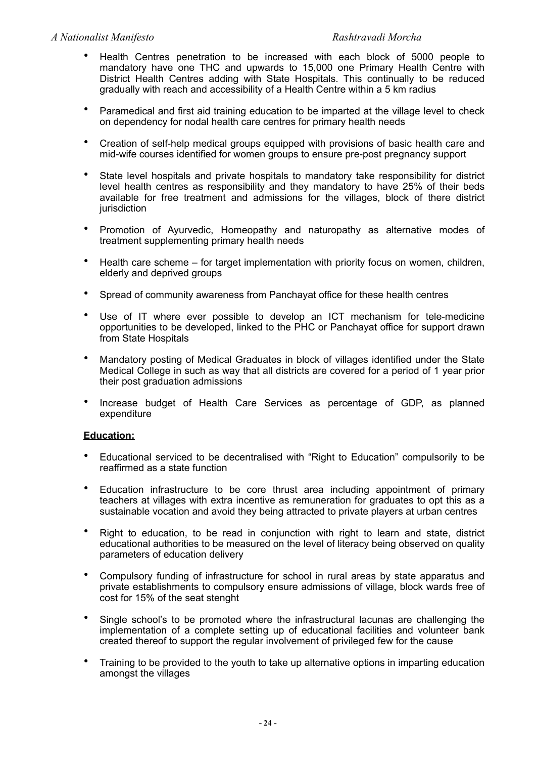- Health Centres penetration to be increased with each block of 5000 people to mandatory have one THC and upwards to 15,000 one Primary Health Centre with District Health Centres adding with State Hospitals. This continually to be reduced gradually with reach and accessibility of a Health Centre within a 5 km radius
- Paramedical and first aid training education to be imparted at the village level to check on dependency for nodal health care centres for primary health needs
- Creation of self-help medical groups equipped with provisions of basic health care and mid-wife courses identified for women groups to ensure pre-post pregnancy support
- State level hospitals and private hospitals to mandatory take responsibility for district level health centres as responsibility and they mandatory to have 25% of their beds available for free treatment and admissions for the villages, block of there district jurisdiction
- Promotion of Ayurvedic, Homeopathy and naturopathy as alternative modes of treatment supplementing primary health needs
- Health care scheme – for target implementation with priority focus on women, children, elderly and deprived groups
- Spread of community awareness from Panchayat office for these health centres
- Use of IT where ever possible to develop an ICT mechanism for tele-medicine opportunities to be developed, linked to the PHC or Panchayat office for support drawn from State Hospitals
- Mandatory posting of Medical Graduates in block of villages identified under the State Medical College in such as way that all districts are covered for a period of 1 year prior their post graduation admissions
- Increase budget of Health Care Services as percentage of GDP, as planned expenditure

**Education:**

- Educational serviced to be decentralised with "Right to Education" compulsorily to be reaffirmed as a state function
- Education infrastructure to be core thrust area including appointment of primary teachers at villages with extra incentive as remuneration for graduates to opt this as a sustainable vocation and avoid they being attracted to private players at urban centres
- Right to education, to be read in conjunction with right to learn and state, district educational authorities to be measured on the level of literacy being observed on quality parameters of education delivery
- Compulsory funding of infrastructure for school in rural areas by state apparatus and private establishments to compulsory ensure admissions of village, block wards free of cost for 15% of the seat stenght
- Single school's to be promoted where the infrastructural lacunas are challenging the implementation of a complete setting up of educational facilities and volunteer bank created thereof to support the regular involvement of privileged few for the cause
- Training to be provided to the youth to take up alternative options in imparting education amongst the villages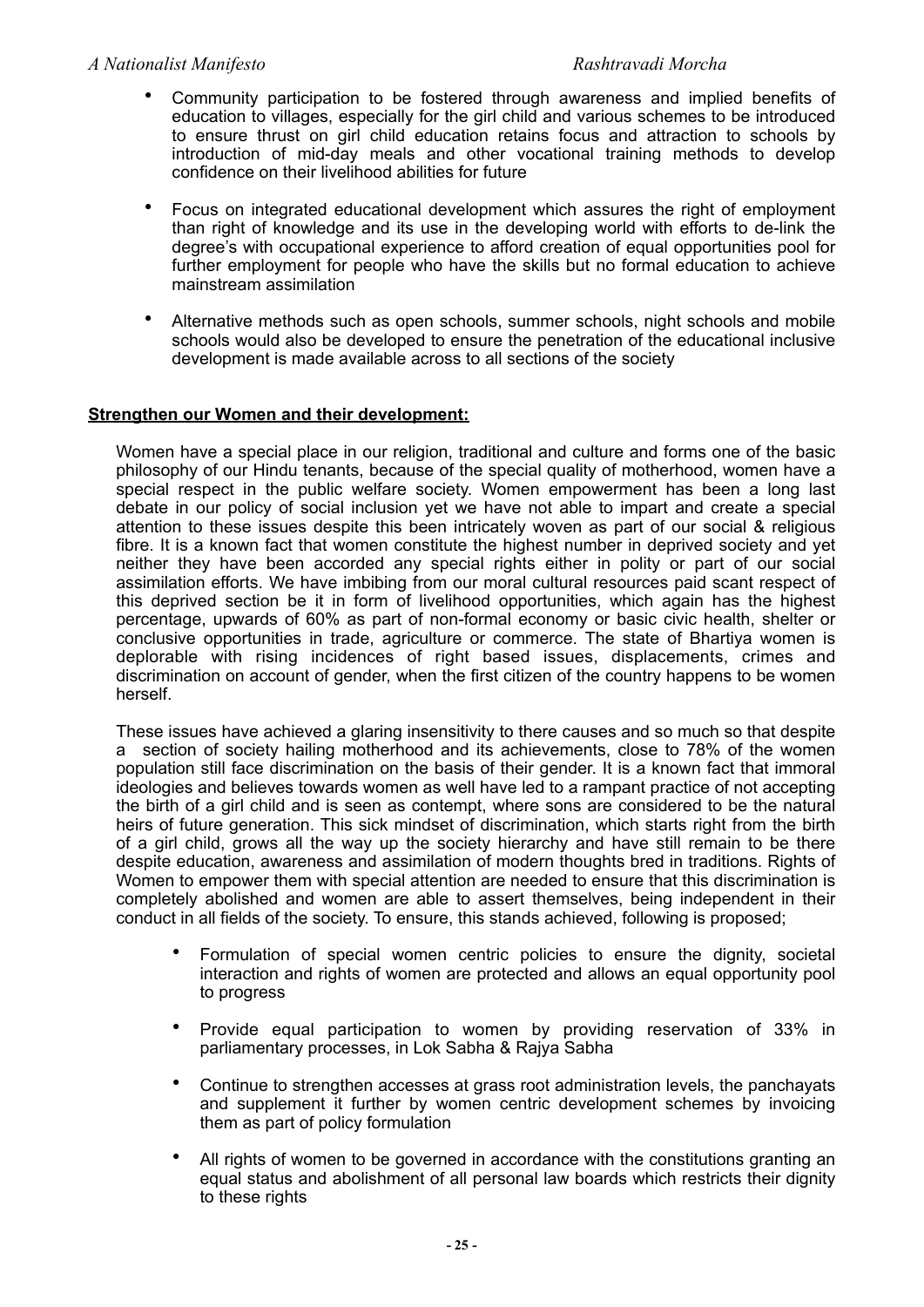- Community participation to be fostered through awareness and implied benefits of education to villages, especially for the girl child and various schemes to be introduced to ensure thrust on girl child education retains focus and attraction to schools by introduction of mid-day meals and other vocational training methods to develop confidence on their livelihood abilities for future

- Focus on integrated educational development which assures the right of employment than right of knowledge and its use in the developing world with efforts to de-link the degree's with occupational experience to afford creation of equal opportunities pool for further employment for people who have the skills but no formal education to achieve mainstream assimilation

- Alternative methods such as open schools, summer schools, night schools and mobile schools would also be developed to ensure the penetration of the educational inclusive development is made available across to all sections of the society

**Strengthen our Women and their development:**

Women have a special place in our religion, traditional and culture and forms one of the basic philosophy of our Hindu tenants, because of the special quality of motherhood, women have a special respect in the public welfare society. Women empowerment has been a long last debate in our policy of social inclusion yet we have not able to impart and create a special attention to these issues despite this been intricately woven as part of our social & religious fibre. It is a known fact that women constitute the highest number in deprived society and yet neither they have been accorded any special rights either in polity or part of our social assimilation efforts. We have imbibing from our moral cultural resources paid scant respect of this deprived section be it in form of livelihood opportunities, which again has the highest percentage, upwards of 60% as part of non-formal economy or basic civic health, shelter or conclusive opportunities in trade, agriculture or commerce. The state of Bhartiya women is deplorable with rising incidences of right based issues, displacements, crimes and discrimination on account of gender, when the first citizen of the country happens to be women herself.

These issues have achieved a glaring insensitivity to there causes and so much so that despite a section of society hailing motherhood and its achievements, close to 78% of the women population still face discrimination on the basis of their gender. It is a known fact that immoral ideologies and believes towards women as well have led to a rampant practice of not accepting the birth of a girl child and is seen as contempt, where sons are considered to be the natural heirs of future generation. This sick mindset of discrimination, which starts right from the birth of a girl child, grows all the way up the society hierarchy and have still remain to be there despite education, awareness and assimilation of modern thoughts bred in traditions. Rights of Women to empower them with special attention are needed to ensure that this discrimination is completely abolished and women are able to assert themselves, being independent in their conduct in all fields of the society. To ensure, this stands achieved, following is proposed;

- Formulation of special women centric policies to ensure the dignity, societal interaction and rights of women are protected and allows an equal opportunity pool to progress

- Provide equal participation to women by providing reservation of 33% in parliamentary processes, in Lok Sabha & Rajya Sabha

- Continue to strengthen accesses at grass root administration levels, the panchayats and supplement it further by women centric development schemes by invoicing them as part of policy formulation

- All rights of women to be governed in accordance with the constitutions granting an equal status and abolishment of all personal law boards which restricts their dignity to these rights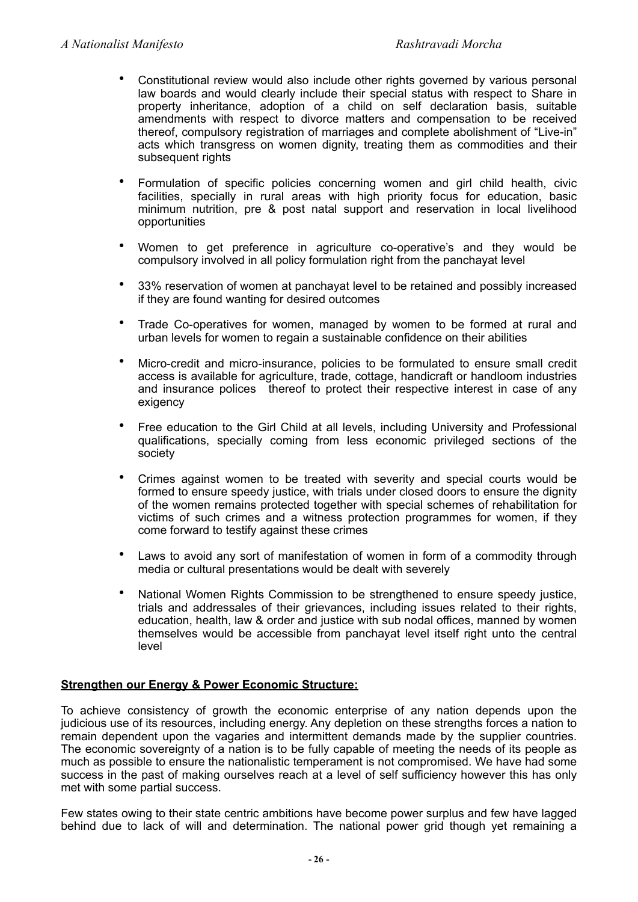- Constitutional review would also include other rights governed by various personal law boards and would clearly include their special status with respect to Share in property inheritance, adoption of a child on self declaration basis, suitable amendments with respect to divorce matters and compensation to be received thereof, compulsory registration of marriages and complete abolishment of "Live-in" acts which transgress on women dignity, treating them as commodities and their subsequent rights

- Formulation of specific policies concerning women and girl child health, civic facilities, specially in rural areas with high priority focus for education, basic minimum nutrition, pre & post natal support and reservation in local livelihood opportunities

- Women to get preference in agriculture co-operative's and they would be compulsory involved in all policy formulation right from the panchayat level

- 33% reservation of women at panchayat level to be retained and possibly increased if they are found wanting for desired outcomes

- Trade Co-operatives for women, managed by women to be formed at rural and urban levels for women to regain a sustainable confidence on their abilities

- Micro-credit and micro-insurance, policies to be formulated to ensure small credit access is available for agriculture, trade, cottage, handicraft or handloom industries and insurance polices thereof to protect their respective interest in case of any exigency

- Free education to the Girl Child at all levels, including University and Professional qualifications, specially coming from less economic privileged sections of the society

- Crimes against women to be treated with severity and special courts would be formed to ensure speedy justice, with trials under closed doors to ensure the dignity of the women remains protected together with special schemes of rehabilitation for victims of such crimes and a witness protection programmes for women, if they come forward to testify against these crimes

- Laws to avoid any sort of manifestation of women in form of a commodity through media or cultural presentations would be dealt with severely

- National Women Rights Commission to be strengthened to ensure speedy justice, trials and addressales of their grievances, including issues related to their rights, education, health, law & order and justice with sub nodal offices, manned by women themselves would be accessible from panchayat level itself right unto the central level

**Strengthen our Energy & Power Economic Structure:**

To achieve consistency of growth the economic enterprise of any nation depends upon the judicious use of its resources, including energy. Any depletion on these strengths forces a nation to remain dependent upon the vagaries and intermittent demands made by the supplier countries. The economic sovereignty of a nation is to be fully capable of meeting the needs of its people as much as possible to ensure the nationalistic temperament is not compromised. We have had some success in the past of making ourselves reach at a level of self sufficiency however this has only met with some partial success.

Few states owing to their state centric ambitions have become power surplus and few have lagged behind due to lack of will and determination. The national power grid though yet remaining a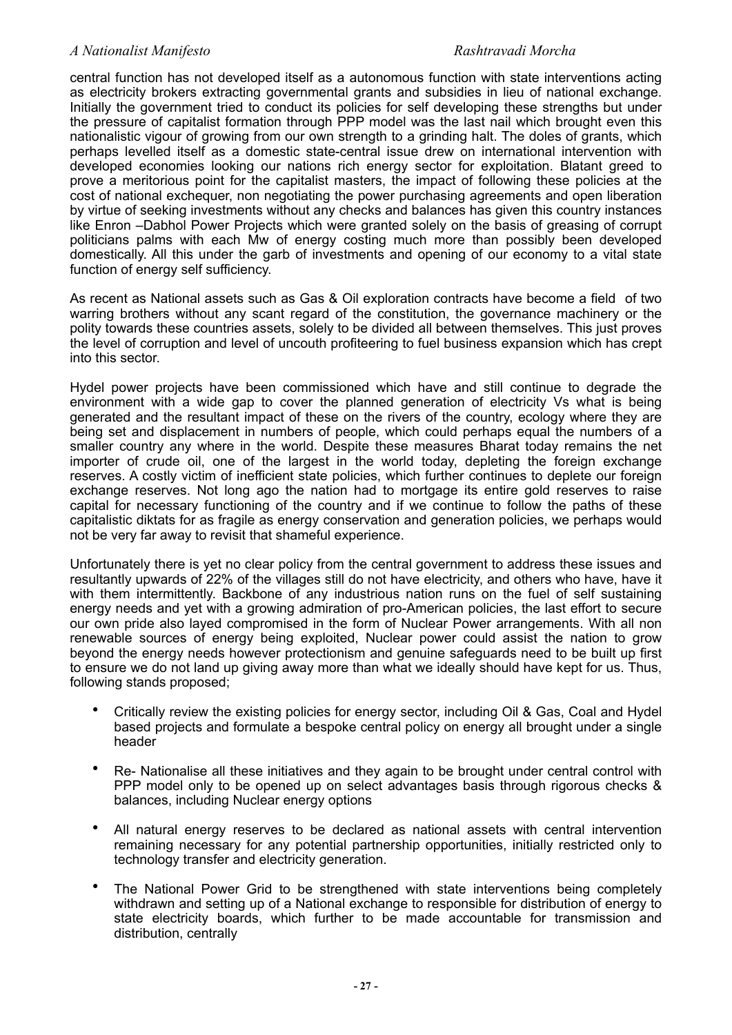central function has not developed itself as a autonomous function with state interventions acting as electricity brokers extracting governmental grants and subsidies in lieu of national exchange. Initially the government tried to conduct its policies for self developing these strengths but under the pressure of capitalist formation through PPP model was the last nail which brought even this nationalistic vigour of growing from our own strength to a grinding halt. The doles of grants, which perhaps levelled itself as a domestic state-central issue drew on international intervention with developed economies looking our nations rich energy sector for exploitation. Blatant greed to prove a meritorious point for the capitalist masters, the impact of following these policies at the cost of national exchequer, non negotiating the power purchasing agreements and open liberation by virtue of seeking investments without any checks and balances has given this country instances like Enron –Dabhol Power Projects which were granted solely on the basis of greasing of corrupt politicians palms with each Mw of energy costing much more than possibly been developed domestically. All this under the garb of investments and opening of our economy to a vital state function of energy self sufficiency.

As recent as National assets such as Gas & Oil exploration contracts have become a field of two warring brothers without any scant regard of the constitution, the governance machinery or the polity towards these countries assets, solely to be divided all between themselves. This just proves the level of corruption and level of uncouth profiteering to fuel business expansion which has crept into this sector.

Hydel power projects have been commissioned which have and still continue to degrade the environment with a wide gap to cover the planned generation of electricity Vs what is being generated and the resultant impact of these on the rivers of the country, ecology where they are being set and displacement in numbers of people, which could perhaps equal the numbers of a smaller country any where in the world. Despite these measures Bharat today remains the net importer of crude oil, one of the largest in the world today, depleting the foreign exchange reserves. A costly victim of inefficient state policies, which further continues to deplete our foreign exchange reserves. Not long ago the nation had to mortgage its entire gold reserves to raise capital for necessary functioning of the country and if we continue to follow the paths of these capitalistic diktats for as fragile as energy conservation and generation policies, we perhaps would not be very far away to revisit that shameful experience.

Unfortunately there is yet no clear policy from the central government to address these issues and resultantly upwards of 22% of the villages still do not have electricity, and others who have, have it with them intermittently. Backbone of any industrious nation runs on the fuel of self sustaining energy needs and yet with a growing admiration of pro-American policies, the last effort to secure our own pride also layed compromised in the form of Nuclear Power arrangements. With all non renewable sources of energy being exploited, Nuclear power could assist the nation to grow beyond the energy needs however protectionism and genuine safeguards need to be built up first to ensure we do not land up giving away more than what we ideally should have kept for us. Thus, following stands proposed;

- Critically review the existing policies for energy sector, including Oil & Gas, Coal and Hydel based projects and formulate a bespoke central policy on energy all brought under a single header
- Re- Nationalise all these initiatives and they again to be brought under central control with PPP model only to be opened up on select advantages basis through rigorous checks & balances, including Nuclear energy options
- All natural energy reserves to be declared as national assets with central intervention remaining necessary for any potential partnership opportunities, initially restricted only to technology transfer and electricity generation.
- The National Power Grid to be strengthened with state interventions being completely withdrawn and setting up of a National exchange to responsible for distribution of energy to state electricity boards, which further to be made accountable for transmission and distribution, centrally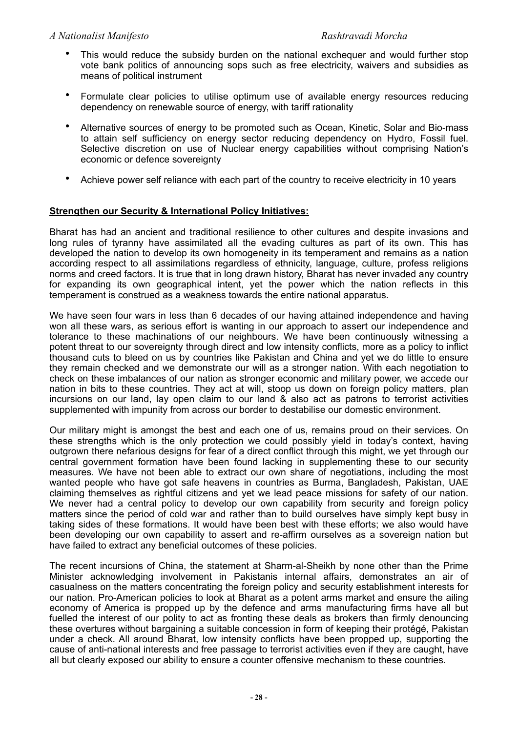- This would reduce the subsidy burden on the national exchequer and would further stop vote bank politics of announcing sops such as free electricity, waivers and subsidies as means of political instrument

- Formulate clear policies to utilise optimum use of available energy resources reducing dependency on renewable source of energy, with tariff rationality

- Alternative sources of energy to be promoted such as Ocean, Kinetic, Solar and Bio-mass to attain self sufficiency on energy sector reducing dependency on Hydro, Fossil fuel. Selective discretion on use of Nuclear energy capabilities without comprising Nation's economic or defence sovereignty

- Achieve power self reliance with each part of the country to receive electricity in 10 years

**Strengthen our Security & International Policy Initiatives:**

Bharat has had an ancient and traditional resilience to other cultures and despite invasions and long rules of tyranny have assimilated all the evading cultures as part of its own. This has developed the nation to develop its own homogeneity in its temperament and remains as a nation according respect to all assimilations regardless of ethnicity, language, culture, profess religions norms and creed factors. It is true that in long drawn history, Bharat has never invaded any country for expanding its own geographical intent, yet the power which the nation reflects in this temperament is construed as a weakness towards the entire national apparatus.

We have seen four wars in less than 6 decades of our having attained independence and having won all these wars, as serious effort is wanting in our approach to assert our independence and tolerance to these machinations of our neighbours. We have been continuously witnessing a potent threat to our sovereignty through direct and low intensity conflicts, more as a policy to inflict thousand cuts to bleed on us by countries like Pakistan and China and yet we do little to ensure they remain checked and we demonstrate our will as a stronger nation. With each negotiation to check on these imbalances of our nation as stronger economic and military power, we accede our nation in bits to these countries. They act at will, stoop us down on foreign policy matters, plan incursions on our land, lay open claim to our land & also act as patrons to terrorist activities supplemented with impunity from across our border to destabilise our domestic environment.

Our military might is amongst the best and each one of us, remains proud on their services. On these strengths which is the only protection we could possibly yield in today's context, having outgrown there nefarious designs for fear of a direct conflict through this might, we yet through our central government formation have been found lacking in supplementing these to our security measures. We have not been able to extract our own share of negotiations, including the most wanted people who have got safe heavens in countries as Burma, Bangladesh, Pakistan, UAE claiming themselves as rightful citizens and yet we lead peace missions for safety of our nation. We never had a central policy to develop our own capability from security and foreign policy matters since the period of cold war and rather than to build ourselves have simply kept busy in taking sides of these formations. It would have been best with these efforts; we also would have been developing our own capability to assert and re-affirm ourselves as a sovereign nation but have failed to extract any beneficial outcomes of these policies.

The recent incursions of China, the statement at Sharm-al-Sheikh by none other than the Prime Minister acknowledging involvement in Pakistanis internal affairs, demonstrates an air of casualness on the matters concentrating the foreign policy and security establishment interests for our nation. Pro-American policies to look at Bharat as a potent arms market and ensure the ailing economy of America is propped up by the defence and arms manufacturing firms have all but fuelled the interest of our polity to act as fronting these deals as brokers than firmly denouncing these overtures without bargaining a suitable concession in form of keeping their protégé, Pakistan under a check. All around Bharat, low intensity conflicts have been propped up, supporting the cause of anti-national interests and free passage to terrorist activities even if they are caught, have all but clearly exposed our ability to ensure a counter offensive mechanism to these countries.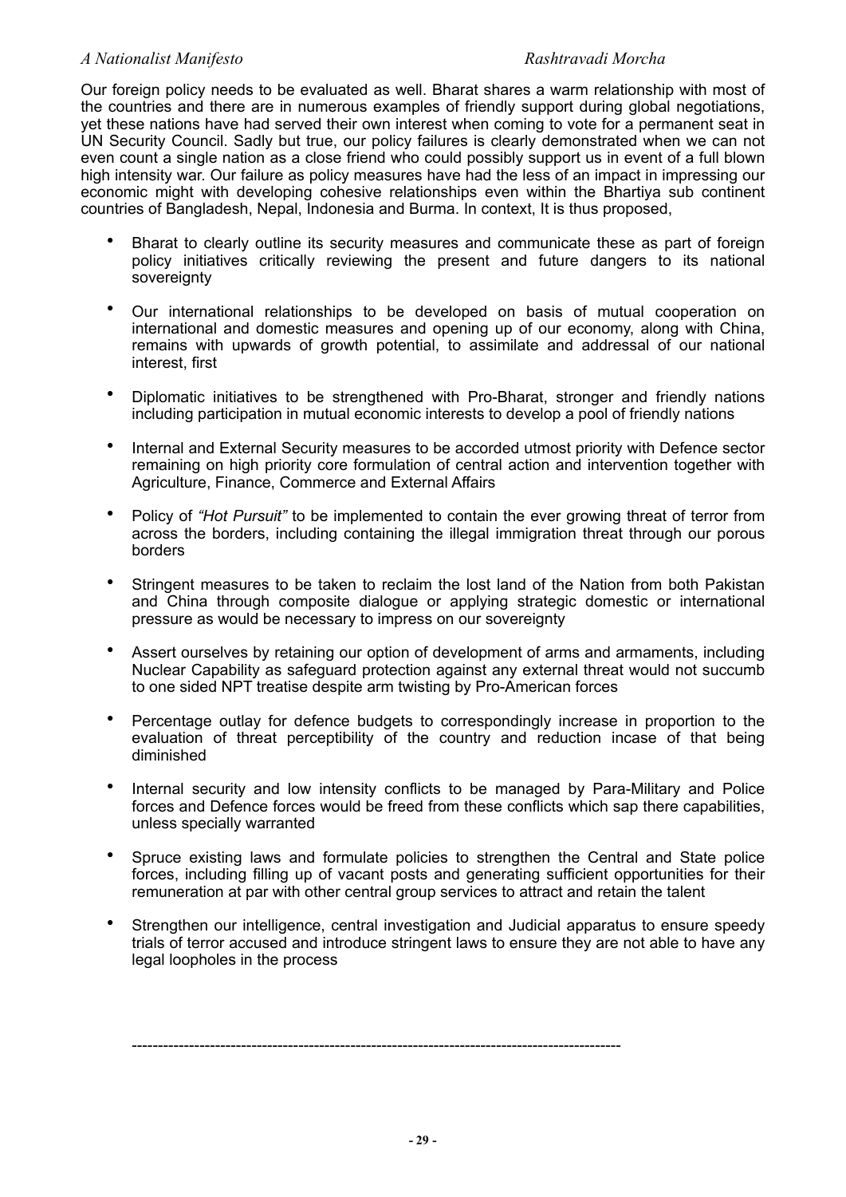Our foreign policy needs to be evaluated as well. Bharat shares a warm relationship with most of the countries and there are in numerous examples of friendly support during global negotiations, yet these nations have have had served their own interest when coming to vote for a permanent seat in UN Security Council. Sadly but true, our policy failures is clearly demonstrated when we can not even count a single nation as a close friend who could possibly support us in event of a full blown high intensity war. Our failure as policy measures have had the less of an impact in impressing our economic might with developing cohesive relationships even within the Bhartiya sub continent countries of Bangladesh, Nepal, Indonesia and Burma. In context, It is thus proposed,

- Bharat to clearly outline its security measures and communicate these as part of foreign policy initiatives critically reviewing the present and future dangers to its national sovereignty
- Our international relationships to be developed on basis of mutual cooperation on international and domestic measures and opening up of our economy, along with China, remains with upwards of growth potential, to assimilate and addressal of our national interest, first
- Diplomatic initiatives to be strengthened with Pro-Bharat, stronger and friendly nations including participation in mutual economic interests to develop a pool of friendly nations
- Internal and External Security measures to be accorded utmost priority with Defence sector remaining on high priority core formulation of central action and intervention together with Agriculture, Finance, Commerce and External Affairs
- Policy of *"Hot Pursuit"* to be implemented to contain the ever growing threat of terror from across the borders, including containing the illegal immigration threat through our porous borders
- Stringent measures to be taken to reclaim the lost land of the Nation from both Pakistan and China through composite dialogue or applying strategic domestic or international pressure as would be necessary to impress on our sovereignty
- Assert ourselves by retaining our option of development of arms and armaments, including Nuclear Capability as safeguard protection against any external threat would not succumb to one sided NPT treatise despite arm twisting by Pro-American forces
- Percentage outlay for defence budgets to correspondingly increase in proportion to the evaluation of threat perceptibility of the country and reduction incase of that being diminished
- Internal security and low intensity conflicts to be managed by Para-Military and Police forces and Defence forces would be freed from these conflicts which sap there capabilities, unless specially warranted
- Spruce existing laws and formulate policies to strengthen the Central and State police forces, including filling up of vacant posts and generating sufficient opportunities for their remuneration at par with other central group services to attract and retain the talent
- Strengthen our intelligence, central investigation and Judicial apparatus to ensure speedy trials of terror accused and introduce stringent laws to ensure they are not able to have any legal loopholes in the process

-----------------------------------------------------------------------------------------------